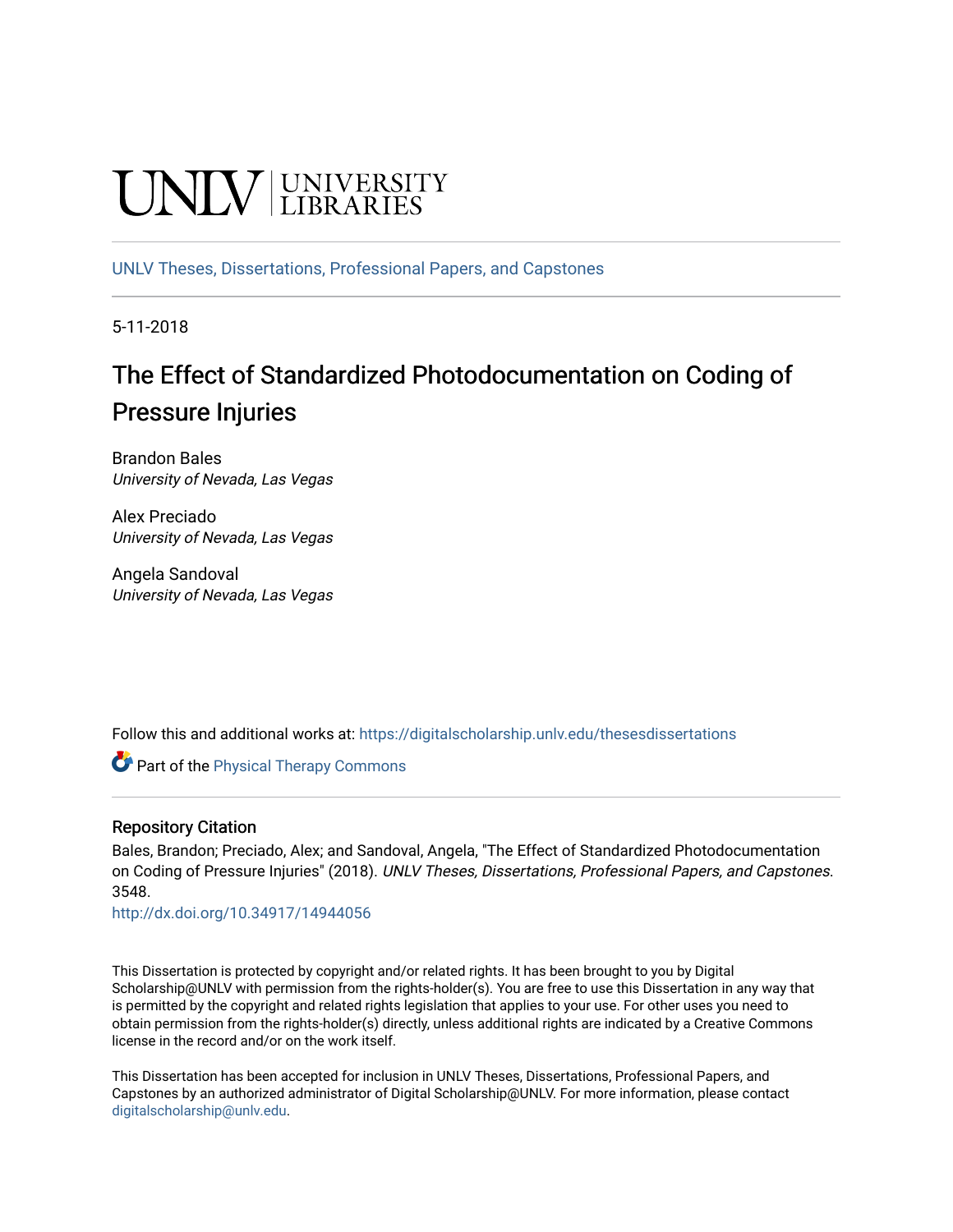UNLV | UNIVERSITY LIBRARIES

UNLV Theses, Dissertations, Professional Papers, and Capstones

5-11-2018

# The Effect of Standardized Photodocumentation on Coding of Pressure Injuries

Brandon Bales
*University of Nevada, Las Vegas*

Alex Preciado
*University of Nevada, Las Vegas*

Angela Sandoval
*University of Nevada, Las Vegas*

Follow this and additional works at: https://digitalscholarship.unlv.edu/thesesdissertations

Part of the Physical Therapy Commons

## Repository Citation

Bales, Brandon; Preciado, Alex; and Sandoval, Angela, "The Effect of Standardized Photodocumentation on Coding of Pressure Injuries" (2018). *UNLV Theses, Dissertations, Professional Papers, and Capstones*. 3548.
http://dx.doi.org/10.34917/14944056

This Dissertation is protected by copyright and/or related rights. It has been brought to you by Digital Scholarship@UNLV with permission from the rights-holder(s). You are free to use this Dissertation in any way that is permitted by the copyright and related rights legislation that applies to your use. For other uses you need to obtain permission from the rights-holder(s) directly, unless additional rights are indicated by a Creative Commons license in the record and/or on the work itself.

This Dissertation has been accepted for inclusion in UNLV Theses, Dissertations, Professional Papers, and Capstones by an authorized administrator of Digital Scholarship@UNLV. For more information, please contact digitalscholarship@unlv.edu.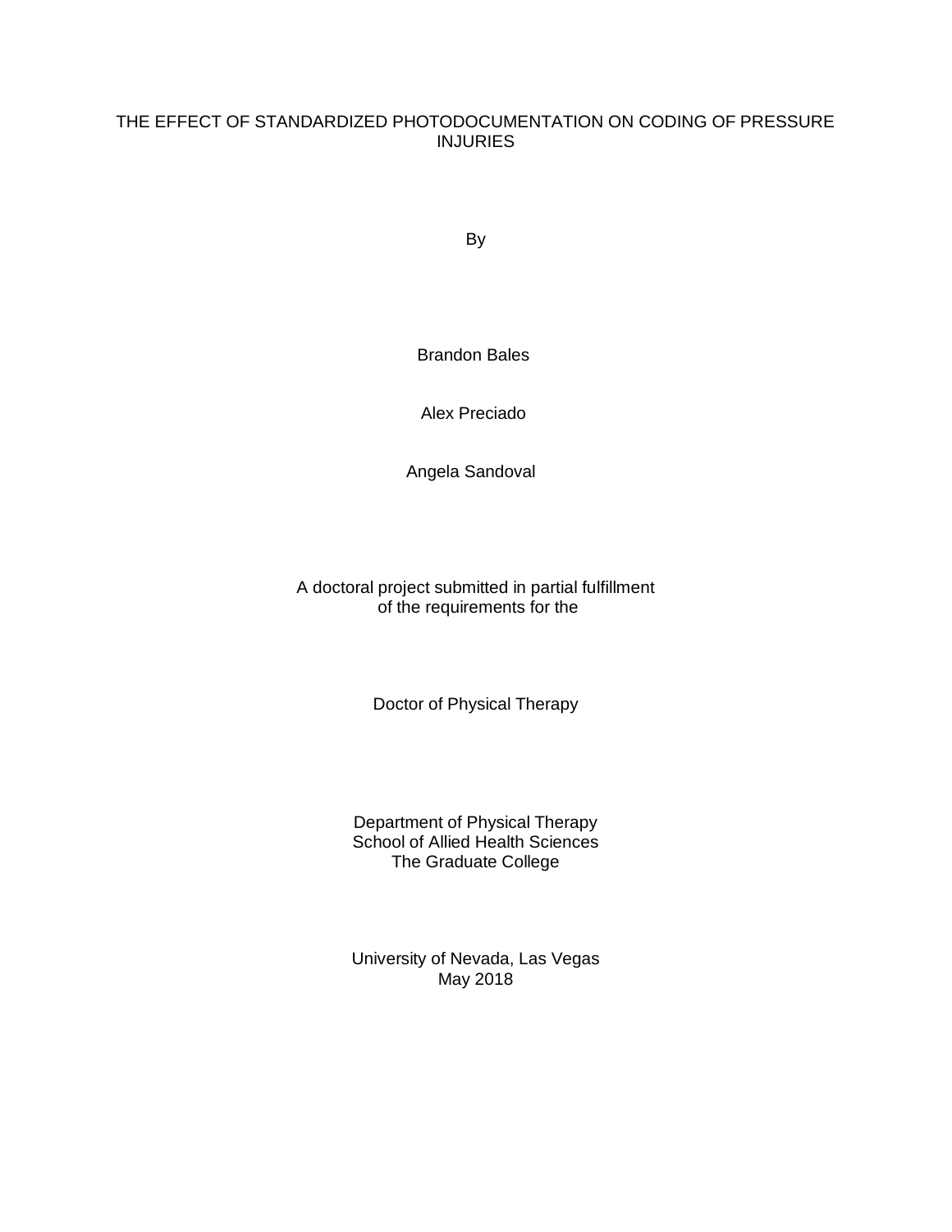# THE EFFECT OF STANDARDIZED PHOTODOCUMENTATION ON CODING OF PRESSURE INJURIES

By

Brandon Bales

Alex Preciado

Angela Sandoval

A doctoral project submitted in partial fulfillment of the requirements for the

Doctor of Physical Therapy

Department of Physical Therapy
School of Allied Health Sciences
The Graduate College

University of Nevada, Las Vegas
May 2018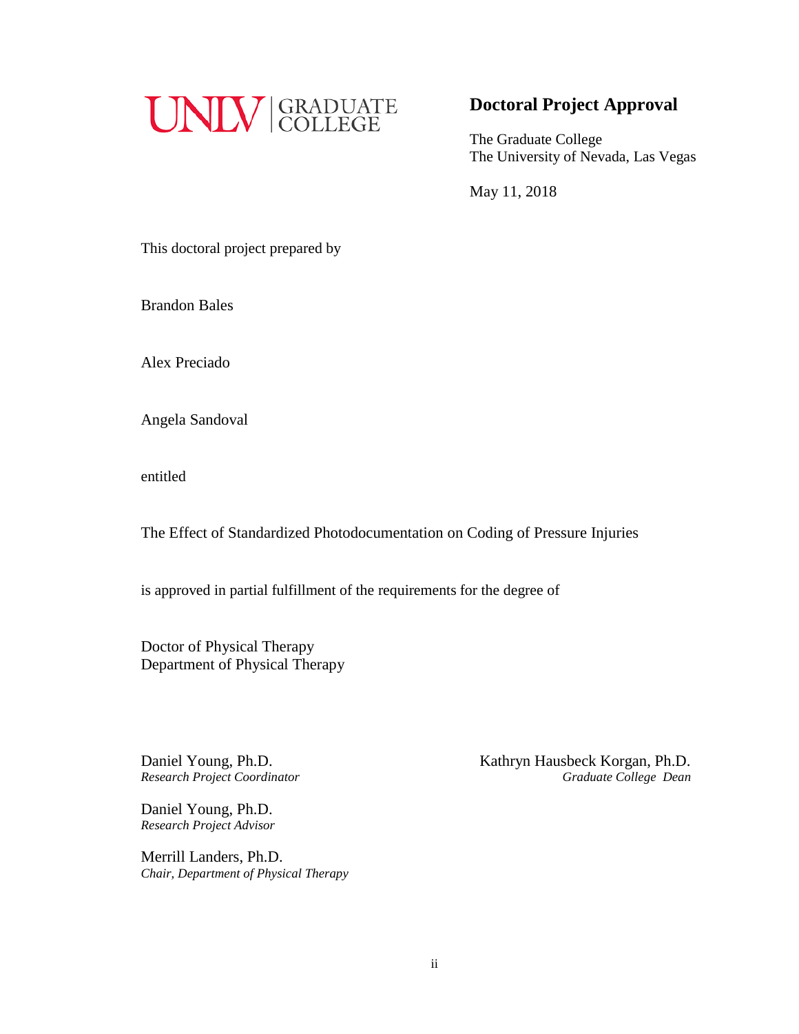UNLV | GRADUATE COLLEGE

## Doctoral Project Approval

The Graduate College
The University of Nevada, Las Vegas

May 11, 2018

This doctoral project prepared by

Brandon Bales

Alex Preciado

Angela Sandoval

entitled

The Effect of Standardized Photodocumentation on Coding of Pressure Injuries

is approved in partial fulfillment of the requirements for the degree of

Doctor of Physical Therapy
Department of Physical Therapy

Daniel Young, Ph.D.
*Research Project Coordinator*

Daniel Young, Ph.D.
*Research Project Advisor*

Merrill Landers, Ph.D.
*Chair, Department of Physical Therapy*

Kathryn Hausbeck Korgan, Ph.D.
*Graduate College Dean*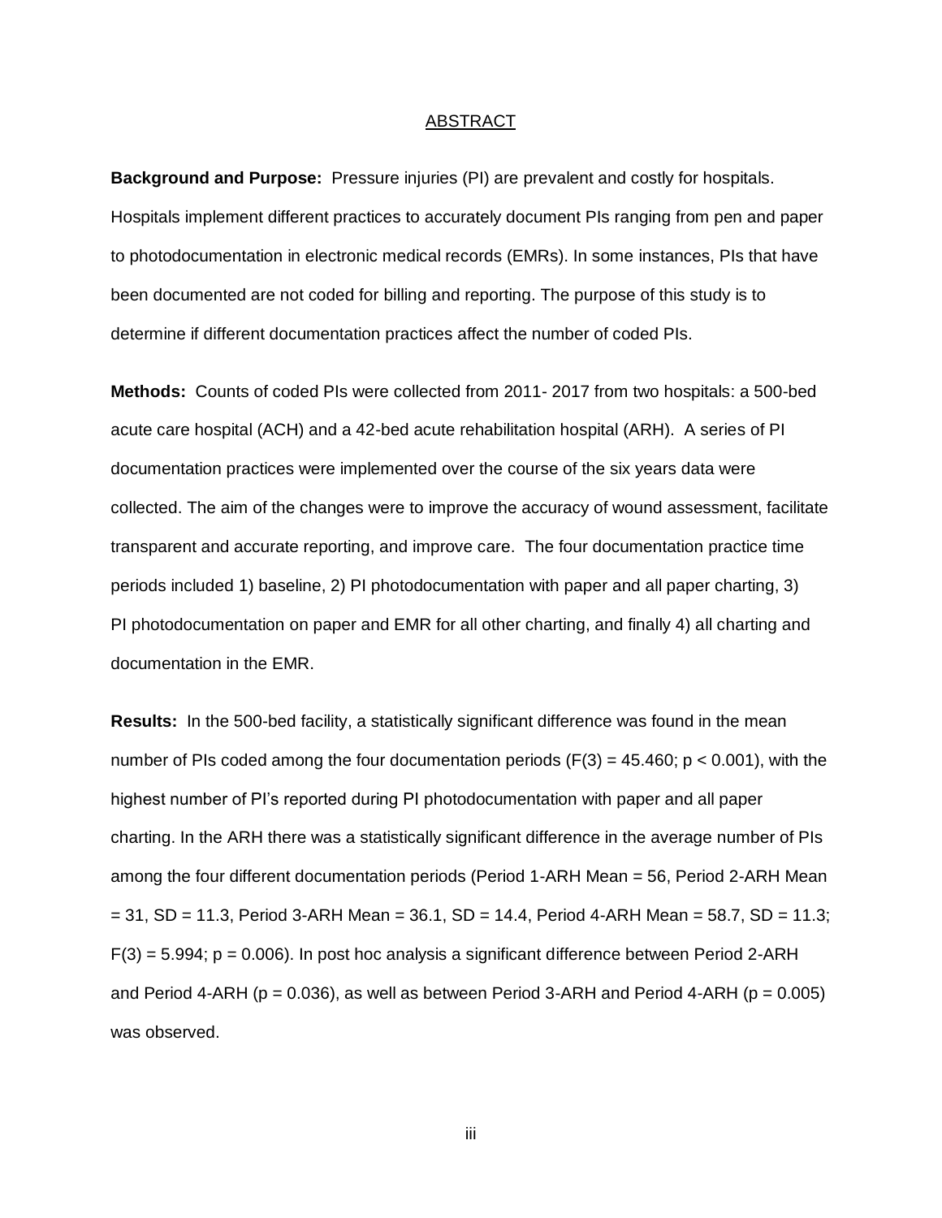## ABSTRACT

**Background and Purpose:** Pressure injuries (PI) are prevalent and costly for hospitals. Hospitals implement different practices to accurately document PIs ranging from pen and paper to photodocumentation in electronic medical records (EMRs). In some instances, PIs that have been documented are not coded for billing and reporting. The purpose of this study is to determine if different documentation practices affect the number of coded PIs.

**Methods:** Counts of coded PIs were collected from 2011- 2017 from two hospitals: a 500-bed acute care hospital (ACH) and a 42-bed acute rehabilitation hospital (ARH). A series of PI documentation practices were implemented over the course of the six years data were collected. The aim of the changes were to improve the accuracy of wound assessment, facilitate transparent and accurate reporting, and improve care. The four documentation practice time periods included 1) baseline, 2) PI photodocumentation with paper and all paper charting, 3) PI photodocumentation on paper and EMR for all other charting, and finally 4) all charting and documentation in the EMR.

**Results:** In the 500-bed facility, a statistically significant difference was found in the mean number of PIs coded among the four documentation periods ($F(3) = 45.460$; $p < 0.001$), with the highest number of PI's reported during PI photodocumentation with paper and all paper charting. In the ARH there was a statistically significant difference in the average number of PIs among the four different documentation periods (Period 1-ARH Mean = 56, Period 2-ARH Mean = 31, SD = 11.3, Period 3-ARH Mean = 36.1, SD = 14.4, Period 4-ARH Mean = 58.7, SD = 11.3; $F(3) = 5.994$; $p = 0.006$). In post hoc analysis a significant difference between Period 2-ARH and Period 4-ARH ($p = 0.036$), as well as between Period 3-ARH and Period 4-ARH ($p = 0.005$) was observed.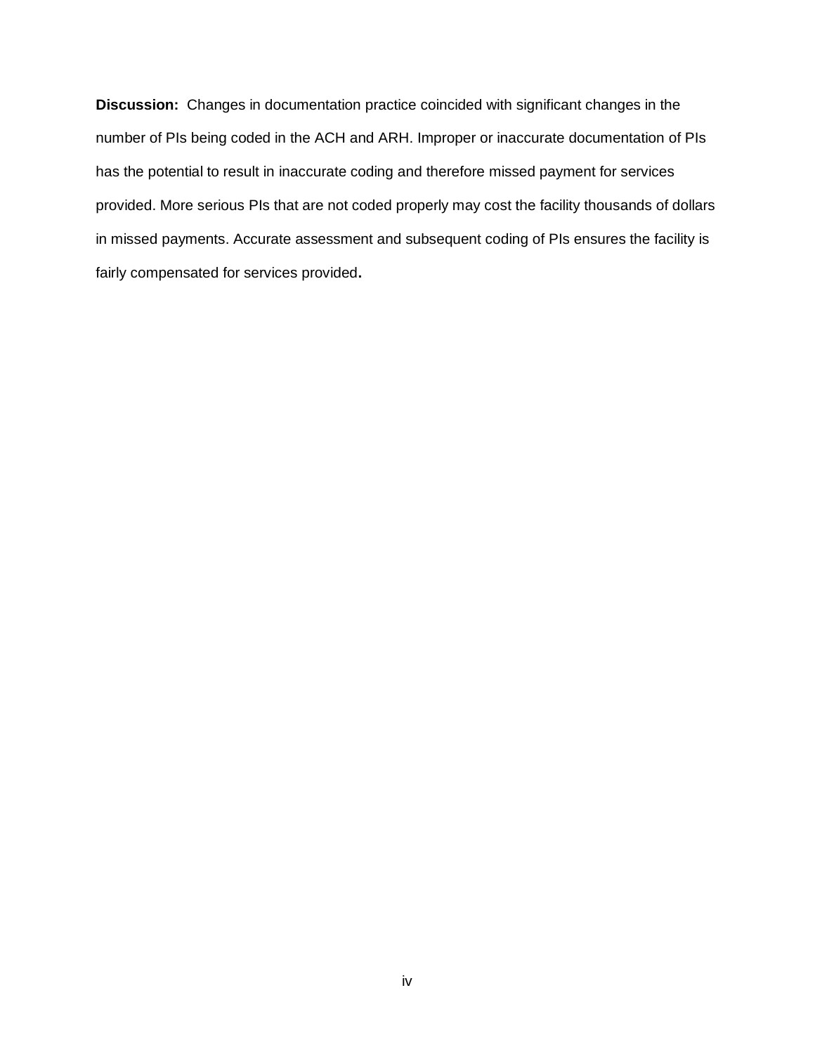**Discussion:** Changes in documentation practice coincided with significant changes in the number of PIs being coded in the ACH and ARH. Improper or inaccurate documentation of PIs has the potential to result in inaccurate coding and therefore missed payment for services provided. More serious PIs that are not coded properly may cost the facility thousands of dollars in missed payments. Accurate assessment and subsequent coding of PIs ensures the facility is fairly compensated for services provided**.**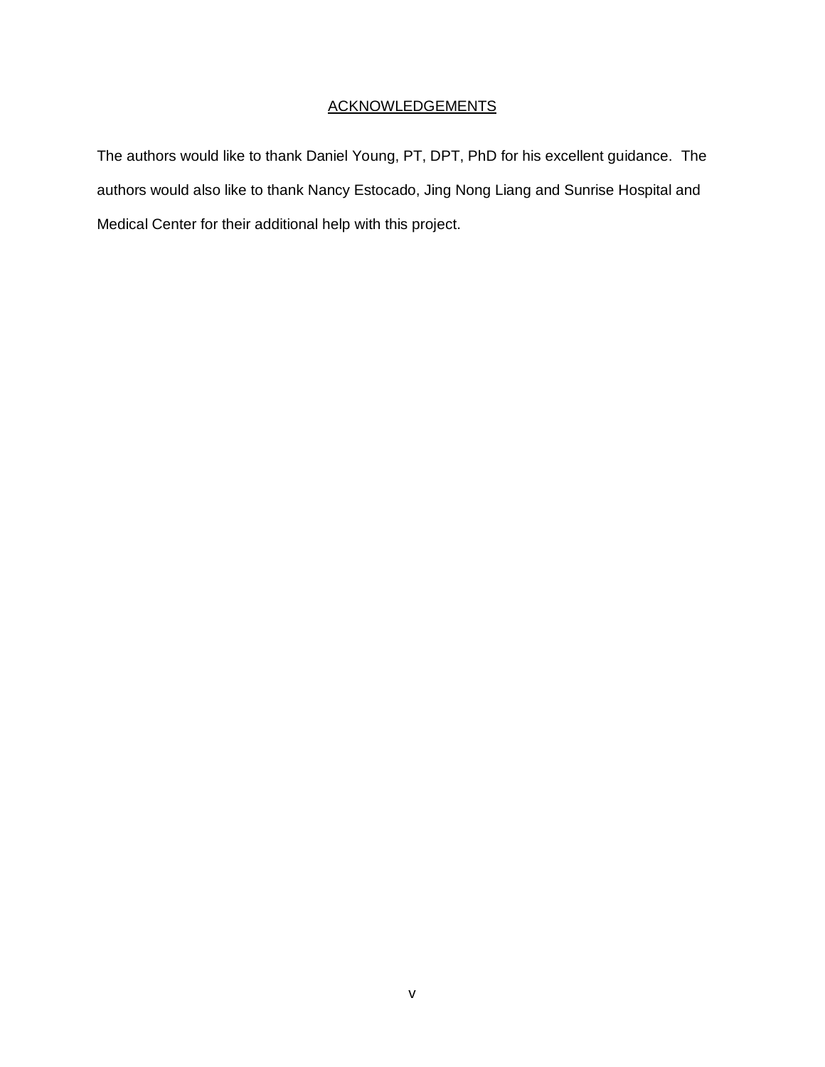## ACKNOWLEDGEMENTS

The authors would like to thank Daniel Young, PT, DPT, PhD for his excellent guidance. The authors would also like to thank Nancy Estocado, Jing Nong Liang and Sunrise Hospital and Medical Center for their additional help with this project.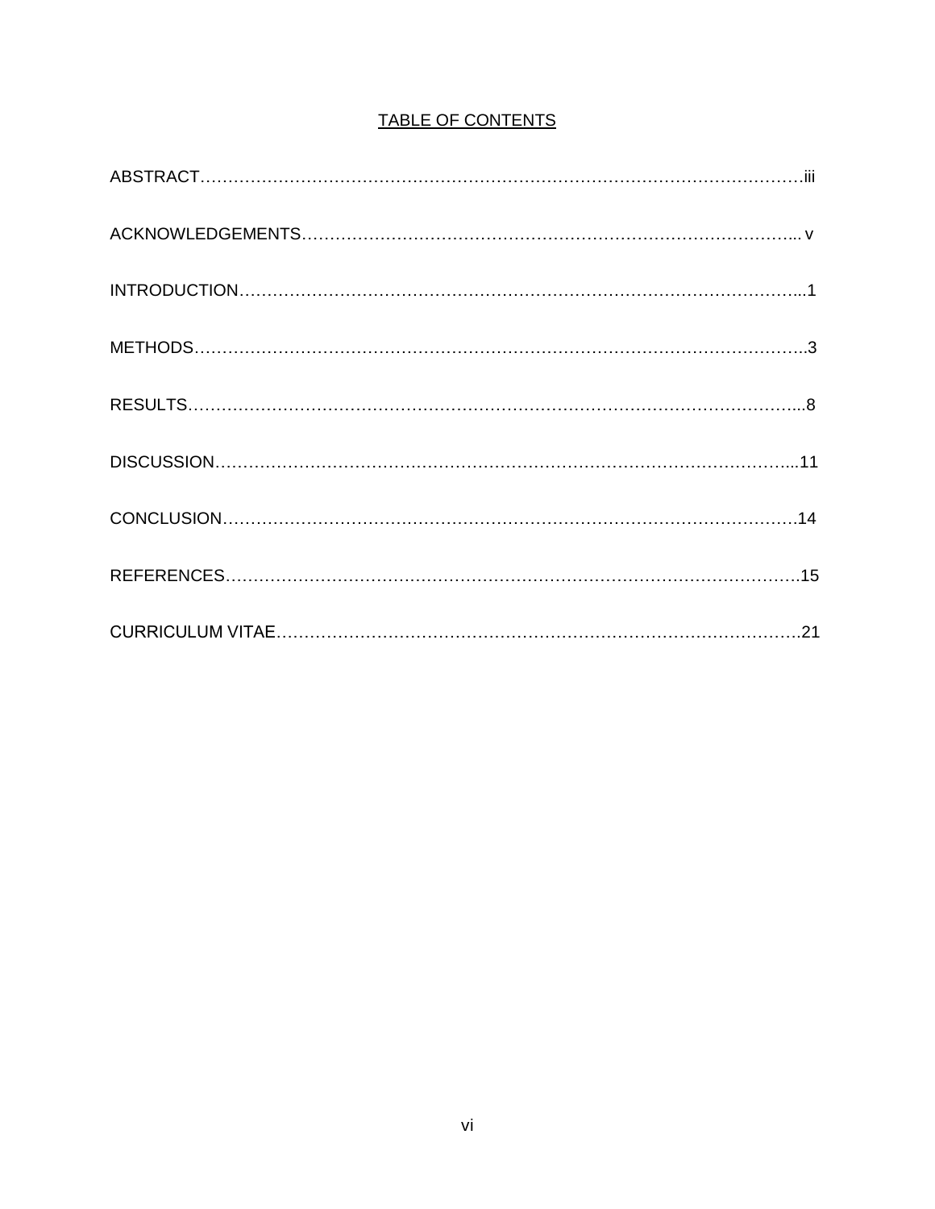# TABLE OF CONTENTS

ABSTRACT……………………………………………………………………………………………iii

ACKNOWLEDGEMENTS………………………………………………………………………….. v

INTRODUCTION…………………………………………………………………………………...1

METHODS…………………………………………………………………………………………..3

RESULTS…………………………………………………………………………………………...8

DISCUSSION……………………………………………………………………………………...11

CONCLUSION…………………………………………………………………………………….14

REFERENCES…………………………………………………………………………………….15

CURRICULUM VITAE…………………………………………………………………………….21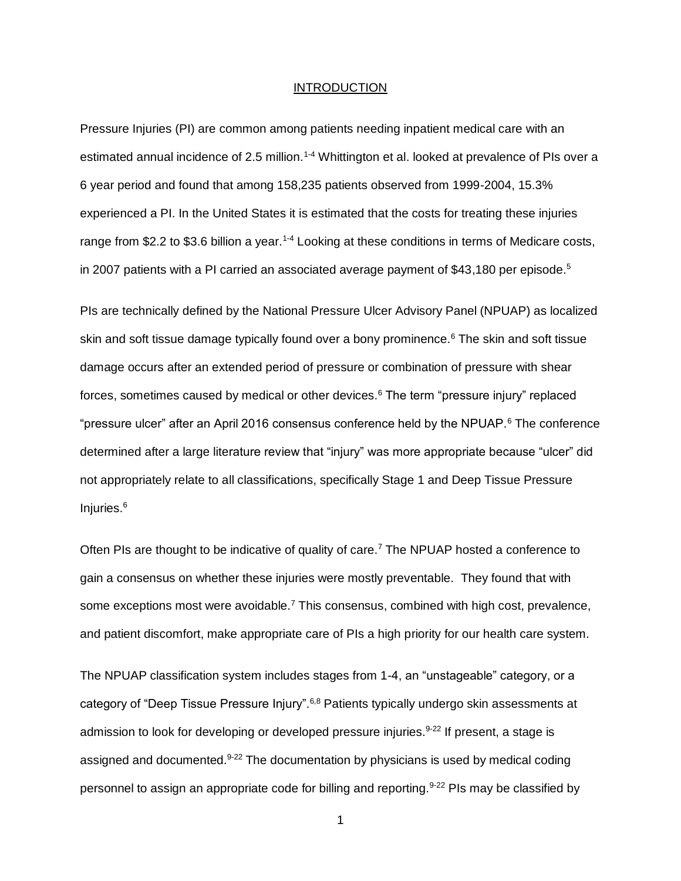# INTRODUCTION

Pressure Injuries (PI) are common among patients needing inpatient medical care with an estimated annual incidence of 2.5 million.[1-4] Whittington et al. looked at prevalence of PIs over a 6 year period and found that among 158,235 patients observed from 1999-2004, 15.3% experienced a PI. In the United States it is estimated that the costs for treating these injuries range from $2.2 to $3.6 billion a year.[1-4] Looking at these conditions in terms of Medicare costs, in 2007 patients with a PI carried an associated average payment of $43,180 per episode.[5]

PIs are technically defined by the National Pressure Ulcer Advisory Panel (NPUAP) as localized skin and soft tissue damage typically found over a bony prominence.[6] The skin and soft tissue damage occurs after an extended period of pressure or combination of pressure with shear forces, sometimes caused by medical or other devices.[6] The term "pressure injury" replaced "pressure ulcer" after an April 2016 consensus conference held by the NPUAP.[6] The conference determined after a large literature review that "injury" was more appropriate because "ulcer" did not appropriately relate to all classifications, specifically Stage 1 and Deep Tissue Pressure Injuries.[6]

Often PIs are thought to be indicative of quality of care.[7] The NPUAP hosted a conference to gain a consensus on whether these injuries were mostly preventable. They found that with some exceptions most were avoidable.[7] This consensus, combined with high cost, prevalence, and patient discomfort, make appropriate care of PIs a high priority for our health care system.

The NPUAP classification system includes stages from 1-4, an "unstageable" category, or a category of "Deep Tissue Pressure Injury".[6,8] Patients typically undergo skin assessments at admission to look for developing or developed pressure injuries.[9-22] If present, a stage is assigned and documented.[9-22] The documentation by physicians is used by medical coding personnel to assign an appropriate code for billing and reporting.[9-22] PIs may be classified by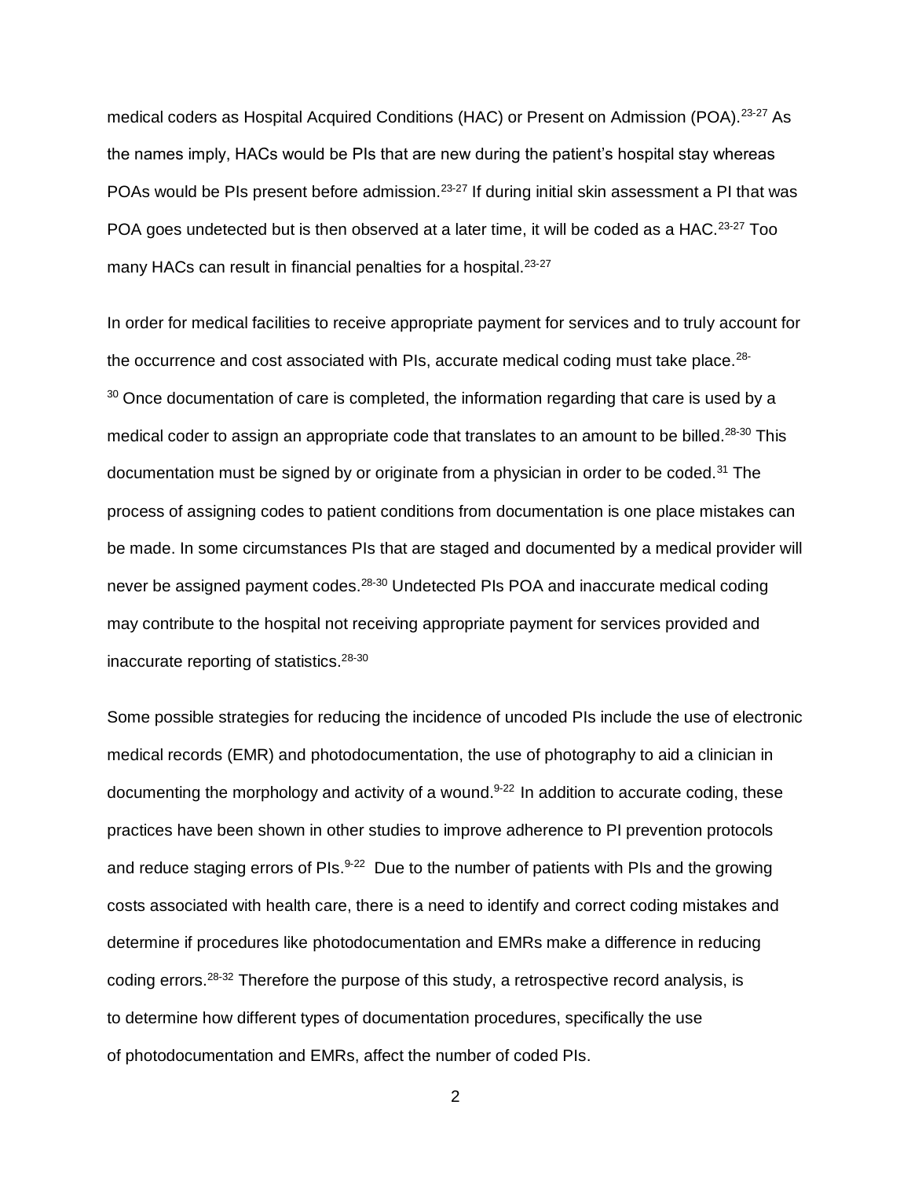medical coders as Hospital Acquired Conditions (HAC) or Present on Admission (POA).[23-27] As the names imply, HACs would be PIs that are new during the patient's hospital stay whereas POAs would be PIs present before admission.[23-27] If during initial skin assessment a PI that was POA goes undetected but is then observed at a later time, it will be coded as a HAC.[23-27] Too many HACs can result in financial penalties for a hospital.[23-27]

In order for medical facilities to receive appropriate payment for services and to truly account for the occurrence and cost associated with PIs, accurate medical coding must take place.[28-30] Once documentation of care is completed, the information regarding that care is used by a medical coder to assign an appropriate code that translates to an amount to be billed.[28-30] This documentation must be signed by or originate from a physician in order to be coded.[31] The process of assigning codes to patient conditions from documentation is one place mistakes can be made. In some circumstances PIs that are staged and documented by a medical provider will never be assigned payment codes.[28-30] Undetected PIs POA and inaccurate medical coding may contribute to the hospital not receiving appropriate payment for services provided and inaccurate reporting of statistics.[28-30]

Some possible strategies for reducing the incidence of uncoded PIs include the use of electronic medical records (EMR) and photodocumentation, the use of photography to aid a clinician in documenting the morphology and activity of a wound.[9-22] In addition to accurate coding, these practices have been shown in other studies to improve adherence to PI prevention protocols and reduce staging errors of PIs.[9-22] Due to the number of patients with PIs and the growing costs associated with health care, there is a need to identify and correct coding mistakes and determine if procedures like photodocumentation and EMRs make a difference in reducing coding errors.[28-32] Therefore the purpose of this study, a retrospective record analysis, is to determine how different types of documentation procedures, specifically the use of photodocumentation and EMRs, affect the number of coded PIs.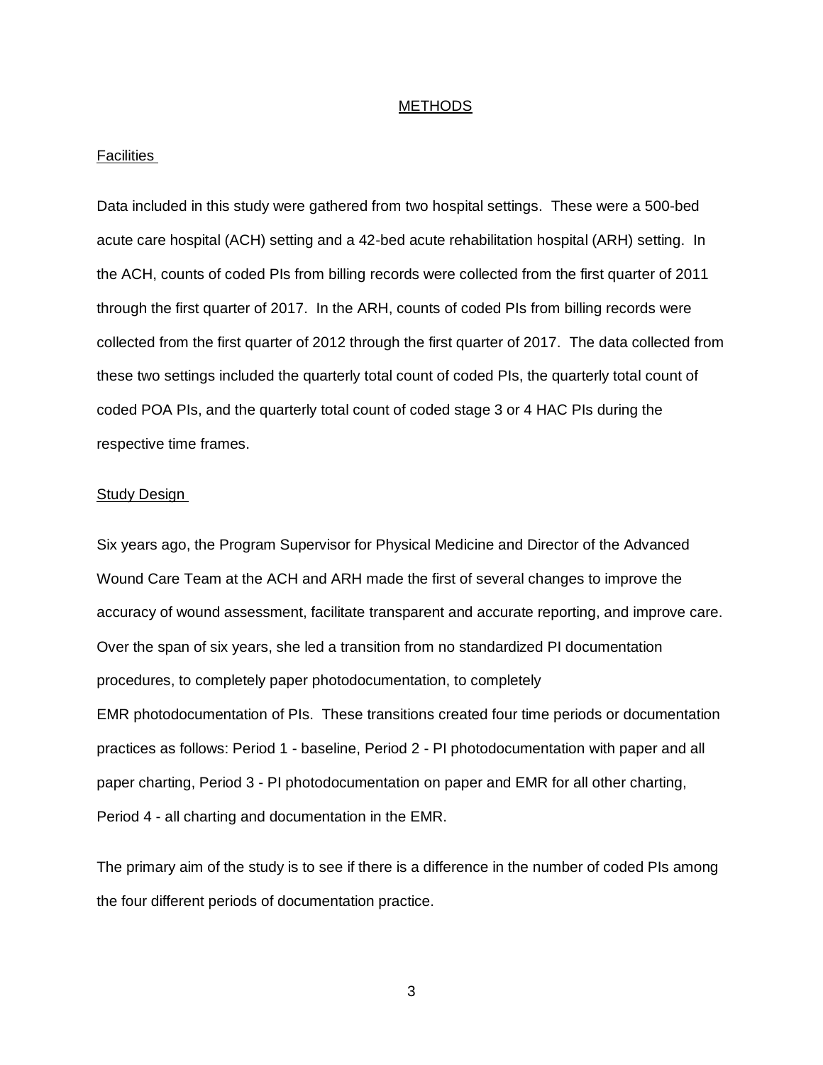## METHODS

### Facilities

Data included in this study were gathered from two hospital settings. These were a 500-bed acute care hospital (ACH) setting and a 42-bed acute rehabilitation hospital (ARH) setting. In the ACH, counts of coded PIs from billing records were collected from the first quarter of 2011 through the first quarter of 2017. In the ARH, counts of coded PIs from billing records were collected from the first quarter of 2012 through the first quarter of 2017. The data collected from these two settings included the quarterly total count of coded PIs, the quarterly total count of coded POA PIs, and the quarterly total count of coded stage 3 or 4 HAC PIs during the respective time frames.

### Study Design

Six years ago, the Program Supervisor for Physical Medicine and Director of the Advanced Wound Care Team at the ACH and ARH made the first of several changes to improve the accuracy of wound assessment, facilitate transparent and accurate reporting, and improve care. Over the span of six years, she led a transition from no standardized PI documentation procedures, to completely paper photodocumentation, to completely EMR photodocumentation of PIs. These transitions created four time periods or documentation practices as follows: Period 1 - baseline, Period 2 - PI photodocumentation with paper and all paper charting, Period 3 - PI photodocumentation on paper and EMR for all other charting, Period 4 - all charting and documentation in the EMR.

The primary aim of the study is to see if there is a difference in the number of coded PIs among the four different periods of documentation practice.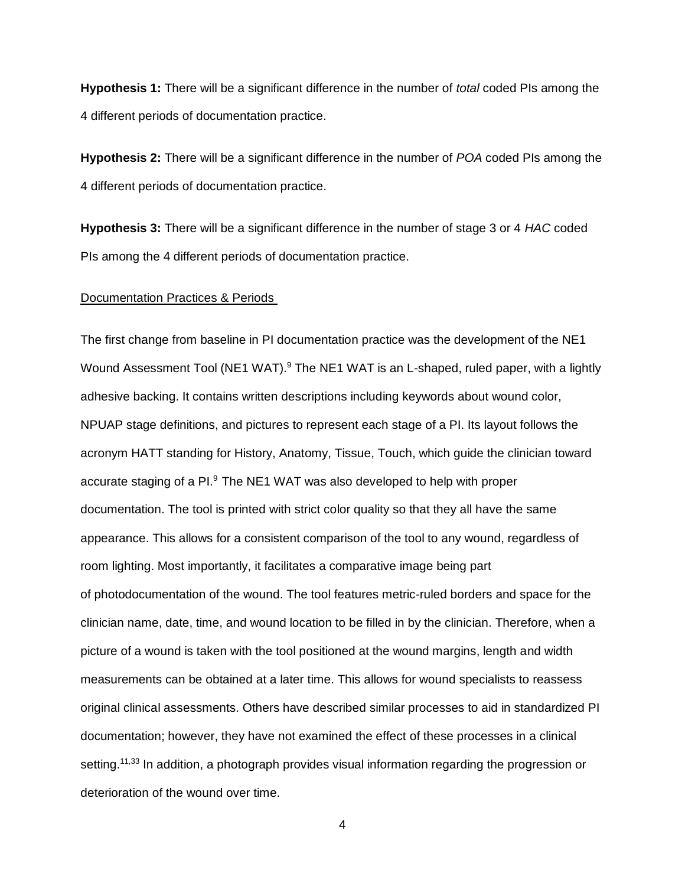**Hypothesis 1:** There will be a significant difference in the number of *total* coded PIs among the 4 different periods of documentation practice.

**Hypothesis 2:** There will be a significant difference in the number of *POA* coded PIs among the 4 different periods of documentation practice.

**Hypothesis 3:** There will be a significant difference in the number of stage 3 or 4 *HAC* coded PIs among the 4 different periods of documentation practice.

<u>Documentation Practices & Periods</u>

The first change from baseline in PI documentation practice was the development of the NE1 Wound Assessment Tool (NE1 WAT).[9] The NE1 WAT is an L-shaped, ruled paper, with a lightly adhesive backing. It contains written descriptions including keywords about wound color, NPUAP stage definitions, and pictures to represent each stage of a PI. Its layout follows the acronym HATT standing for History, Anatomy, Tissue, Touch, which guide the clinician toward accurate staging of a PI.[9] The NE1 WAT was also developed to help with proper documentation. The tool is printed with strict color quality so that they all have the same appearance. This allows for a consistent comparison of the tool to any wound, regardless of room lighting. Most importantly, it facilitates a comparative image being part of photodocumentation of the wound. The tool features metric-ruled borders and space for the clinician name, date, time, and wound location to be filled in by the clinician. Therefore, when a picture of a wound is taken with the tool positioned at the wound margins, length and width measurements can be obtained at a later time. This allows for wound specialists to reassess original clinical assessments. Others have described similar processes to aid in standardized PI documentation; however, they have not examined the effect of these processes in a clinical setting.[11,33] In addition, a photograph provides visual information regarding the progression or deterioration of the wound over time.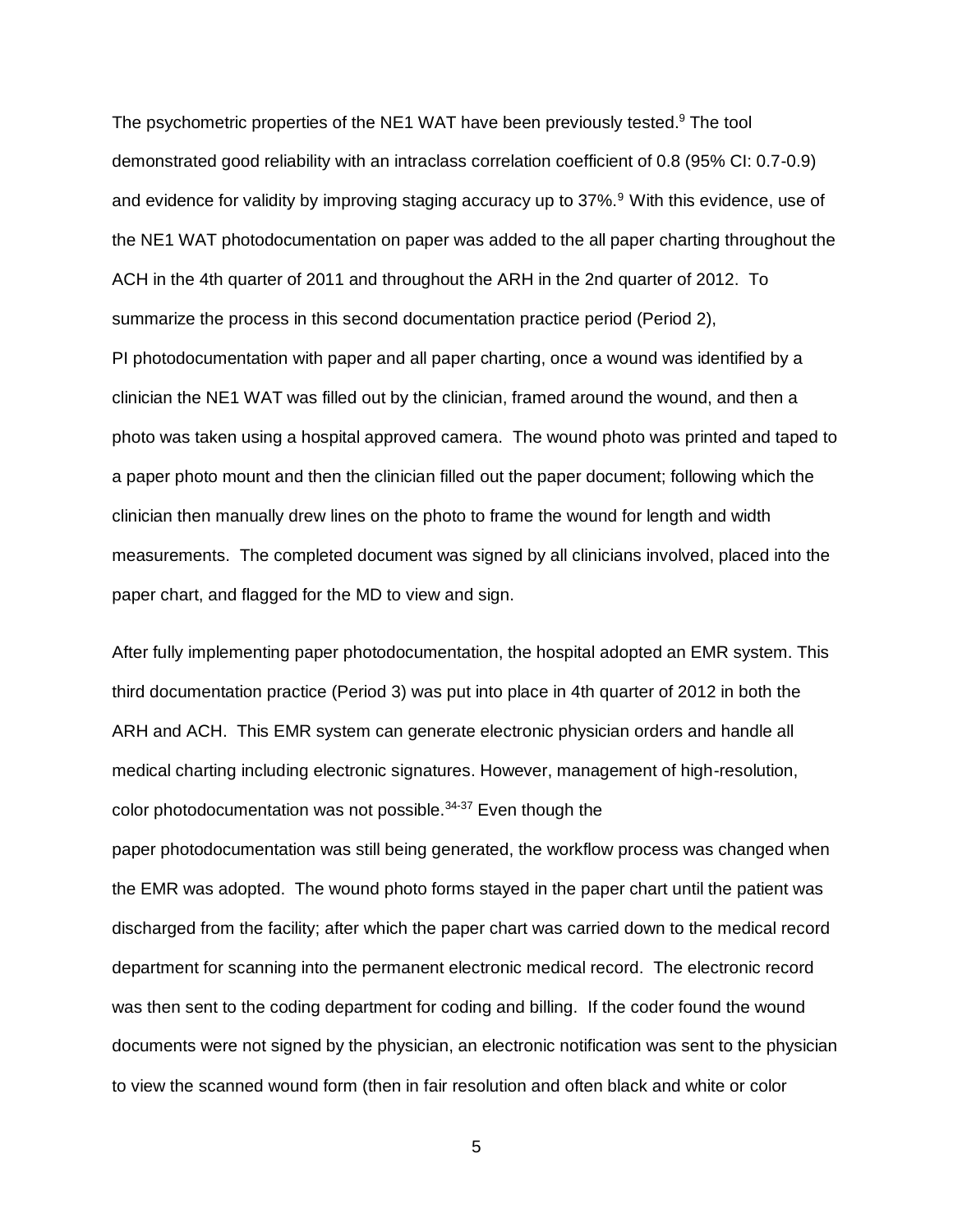The psychometric properties of the NE1 WAT have been previously tested.[9] The tool demonstrated good reliability with an intraclass correlation coefficient of 0.8 (95% CI: 0.7-0.9) and evidence for validity by improving staging accuracy up to 37%.[9] With this evidence, use of the NE1 WAT photodocumentation on paper was added to the all paper charting throughout the ACH in the 4th quarter of 2011 and throughout the ARH in the 2nd quarter of 2012. To summarize the process in this second documentation practice period (Period 2), PI photodocumentation with paper and all paper charting, once a wound was identified by a clinician the NE1 WAT was filled out by the clinician, framed around the wound, and then a photo was taken using a hospital approved camera. The wound photo was printed and taped to a paper photo mount and then the clinician filled out the paper document; following which the clinician then manually drew lines on the photo to frame the wound for length and width measurements. The completed document was signed by all clinicians involved, placed into the paper chart, and flagged for the MD to view and sign.

After fully implementing paper photodocumentation, the hospital adopted an EMR system. This third documentation practice (Period 3) was put into place in 4th quarter of 2012 in both the ARH and ACH. This EMR system can generate electronic physician orders and handle all medical charting including electronic signatures. However, management of high-resolution, color photodocumentation was not possible.[34-37] Even though the paper photodocumentation was still being generated, the workflow process was changed when the EMR was adopted. The wound photo forms stayed in the paper chart until the patient was discharged from the facility; after which the paper chart was carried down to the medical record department for scanning into the permanent electronic medical record. The electronic record was then sent to the coding department for coding and billing. If the coder found the wound documents were not signed by the physician, an electronic notification was sent to the physician to view the scanned wound form (then in fair resolution and often black and white or color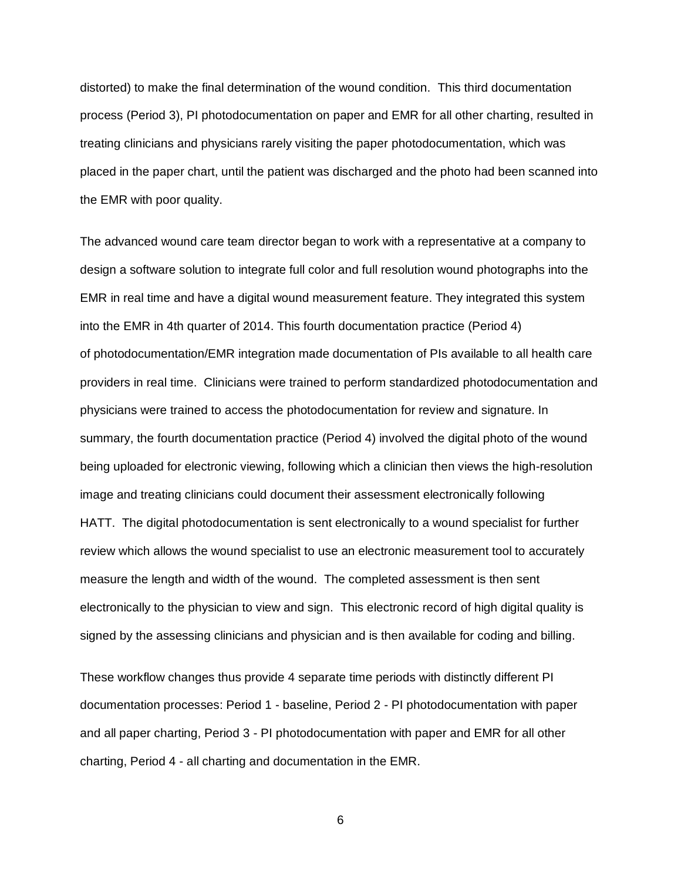distorted) to make the final determination of the wound condition. This third documentation process (Period 3), PI photodocumentation on paper and EMR for all other charting, resulted in treating clinicians and physicians rarely visiting the paper photodocumentation, which was placed in the paper chart, until the patient was discharged and the photo had been scanned into the EMR with poor quality.

The advanced wound care team director began to work with a representative at a company to design a software solution to integrate full color and full resolution wound photographs into the EMR in real time and have a digital wound measurement feature. They integrated this system into the EMR in 4th quarter of 2014. This fourth documentation practice (Period 4) of photodocumentation/EMR integration made documentation of PIs available to all health care providers in real time. Clinicians were trained to perform standardized photodocumentation and physicians were trained to access the photodocumentation for review and signature. In summary, the fourth documentation practice (Period 4) involved the digital photo of the wound being uploaded for electronic viewing, following which a clinician then views the high-resolution image and treating clinicians could document their assessment electronically following HATT. The digital photodocumentation is sent electronically to a wound specialist for further review which allows the wound specialist to use an electronic measurement tool to accurately measure the length and width of the wound. The completed assessment is then sent electronically to the physician to view and sign. This electronic record of high digital quality is signed by the assessing clinicians and physician and is then available for coding and billing.

These workflow changes thus provide 4 separate time periods with distinctly different PI documentation processes: Period 1 - baseline, Period 2 - PI photodocumentation with paper and all paper charting, Period 3 - PI photodocumentation with paper and EMR for all other charting, Period 4 - all charting and documentation in the EMR.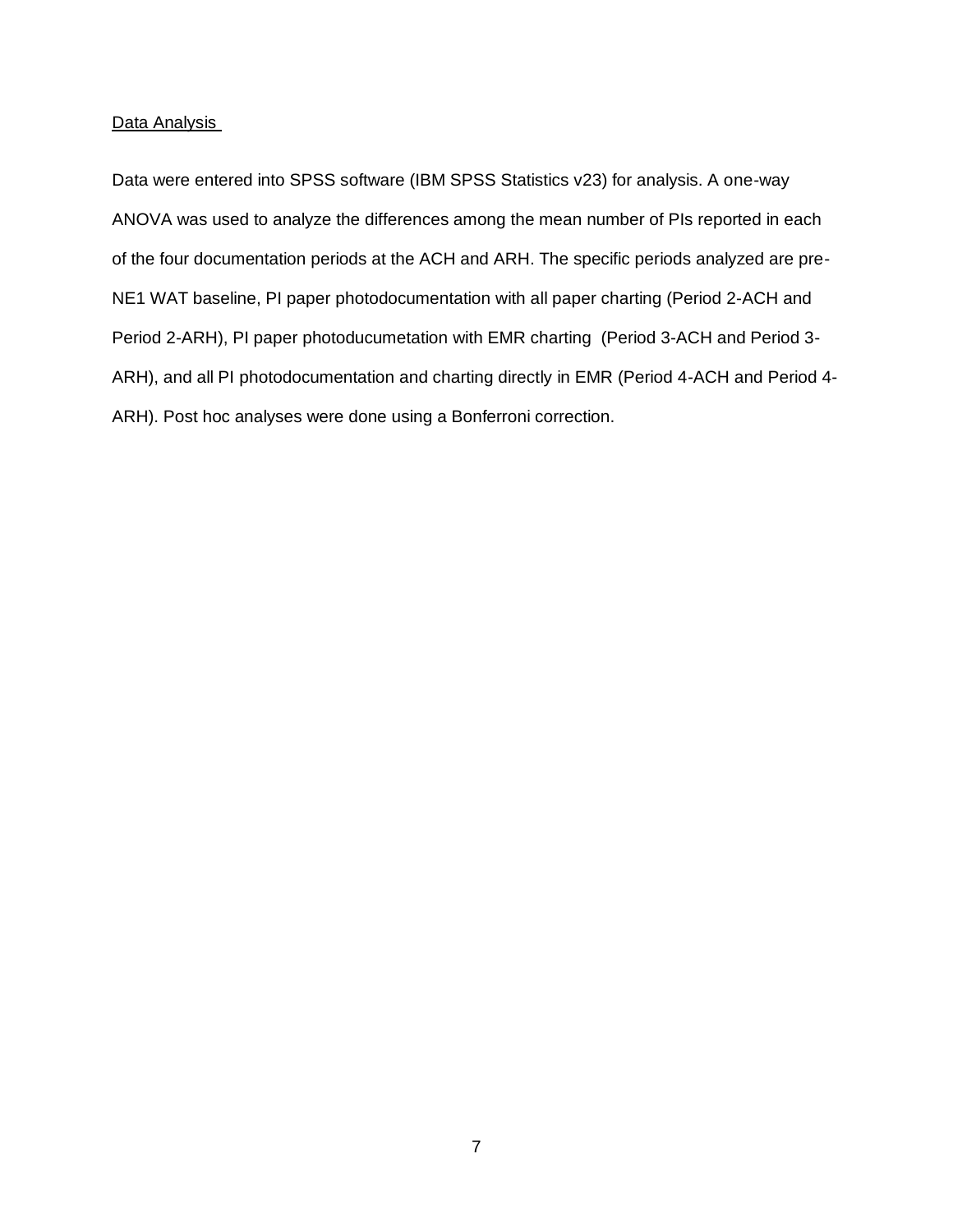Data Analysis

Data were entered into SPSS software (IBM SPSS Statistics v23) for analysis. A one-way ANOVA was used to analyze the differences among the mean number of PIs reported in each of the four documentation periods at the ACH and ARH. The specific periods analyzed are pre-NE1 WAT baseline, PI paper photodocumentation with all paper charting (Period 2-ACH and Period 2-ARH), PI paper photoducumetation with EMR charting (Period 3-ACH and Period 3-ARH), and all PI photodocumentation and charting directly in EMR (Period 4-ACH and Period 4-ARH). Post hoc analyses were done using a Bonferroni correction.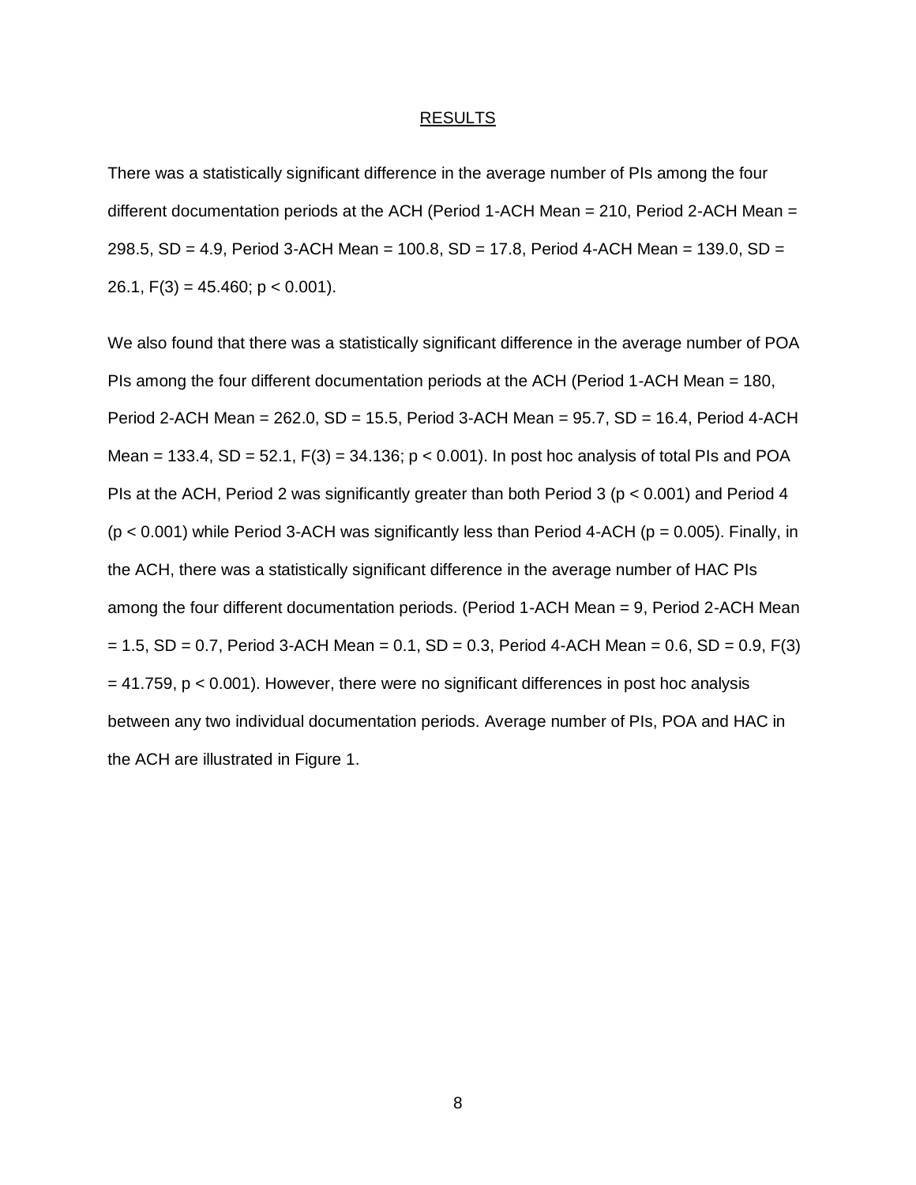## RESULTS

There was a statistically significant difference in the average number of PIs among the four different documentation periods at the ACH (Period 1-ACH Mean = 210, Period 2-ACH Mean = 298.5, SD = 4.9, Period 3-ACH Mean = 100.8, SD = 17.8, Period 4-ACH Mean = 139.0, SD = 26.1, $F(3) = 45.460$; $p < 0.001$).

We also found that there was a statistically significant difference in the average number of POA PIs among the four different documentation periods at the ACH (Period 1-ACH Mean = 180, Period 2-ACH Mean = 262.0, SD = 15.5, Period 3-ACH Mean = 95.7, SD = 16.4, Period 4-ACH Mean = 133.4, SD = 52.1, $F(3) = 34.136$; $p < 0.001$). In post hoc analysis of total PIs and POA PIs at the ACH, Period 2 was significantly greater than both Period 3 ($p < 0.001$) and Period 4 ($p < 0.001$) while Period 3-ACH was significantly less than Period 4-ACH ($p = 0.005$). Finally, in the ACH, there was a statistically significant difference in the average number of HAC PIs among the four different documentation periods. (Period 1-ACH Mean = 9, Period 2-ACH Mean = 1.5, SD = 0.7, Period 3-ACH Mean = 0.1, SD = 0.3, Period 4-ACH Mean = 0.6, SD = 0.9, $F(3) = 41.759$, $p < 0.001$). However, there were no significant differences in post hoc analysis between any two individual documentation periods. Average number of PIs, POA and HAC in the ACH are illustrated in Figure 1.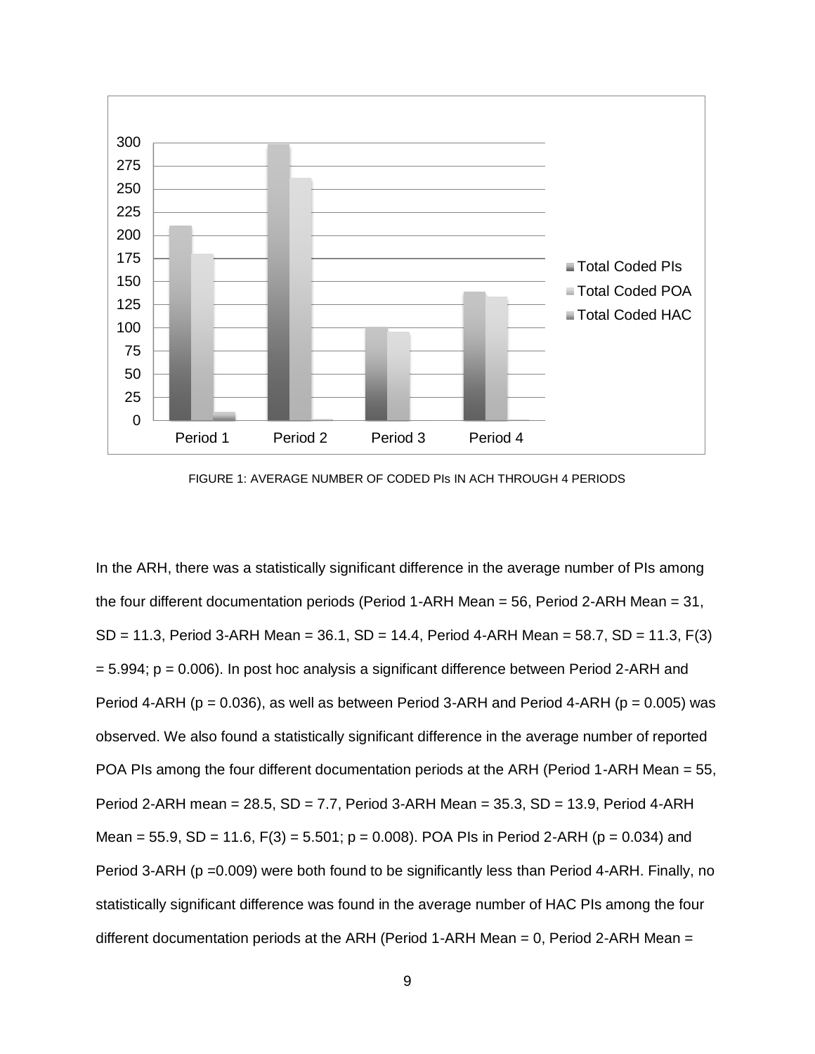FIGURE 1: AVERAGE NUMBER OF CODED PIs IN ACH THROUGH 4 PERIODS

In the ARH, there was a statistically significant difference in the average number of PIs among the four different documentation periods (Period 1-ARH Mean = 56, Period 2-ARH Mean = 31, SD = 11.3, Period 3-ARH Mean = 36.1, SD = 14.4, Period 4-ARH Mean = 58.7, SD = 11.3, $F(3) = 5.994$; $p = 0.006$). In post hoc analysis a significant difference between Period 2-ARH and Period 4-ARH ($p = 0.036$), as well as between Period 3-ARH and Period 4-ARH ($p = 0.005$) was observed. We also found a statistically significant difference in the average number of reported POA PIs among the four different documentation periods at the ARH (Period 1-ARH Mean = 55, Period 2-ARH mean = 28.5, SD = 7.7, Period 3-ARH Mean = 35.3, SD = 13.9, Period 4-ARH Mean = 55.9, SD = 11.6, $F(3) = 5.501$; $p = 0.008$). POA PIs in Period 2-ARH ($p = 0.034$) and Period 3-ARH ($p = 0.009$) were both found to be significantly less than Period 4-ARH. Finally, no statistically significant difference was found in the average number of HAC PIs among the four different documentation periods at the ARH (Period 1-ARH Mean = 0, Period 2-ARH Mean =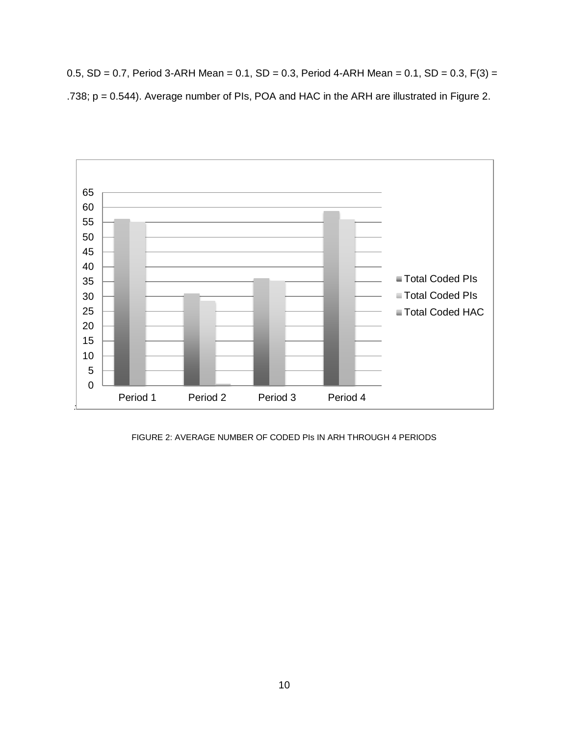0.5, SD = 0.7, Period 3-ARH Mean = 0.1, SD = 0.3, Period 4-ARH Mean = 0.1, SD = 0.3, $F(3) = .738$; $p = 0.544$). Average number of PIs, POA and HAC in the ARH are illustrated in Figure 2.

FIGURE 2: AVERAGE NUMBER OF CODED PIs IN ARH THROUGH 4 PERIODS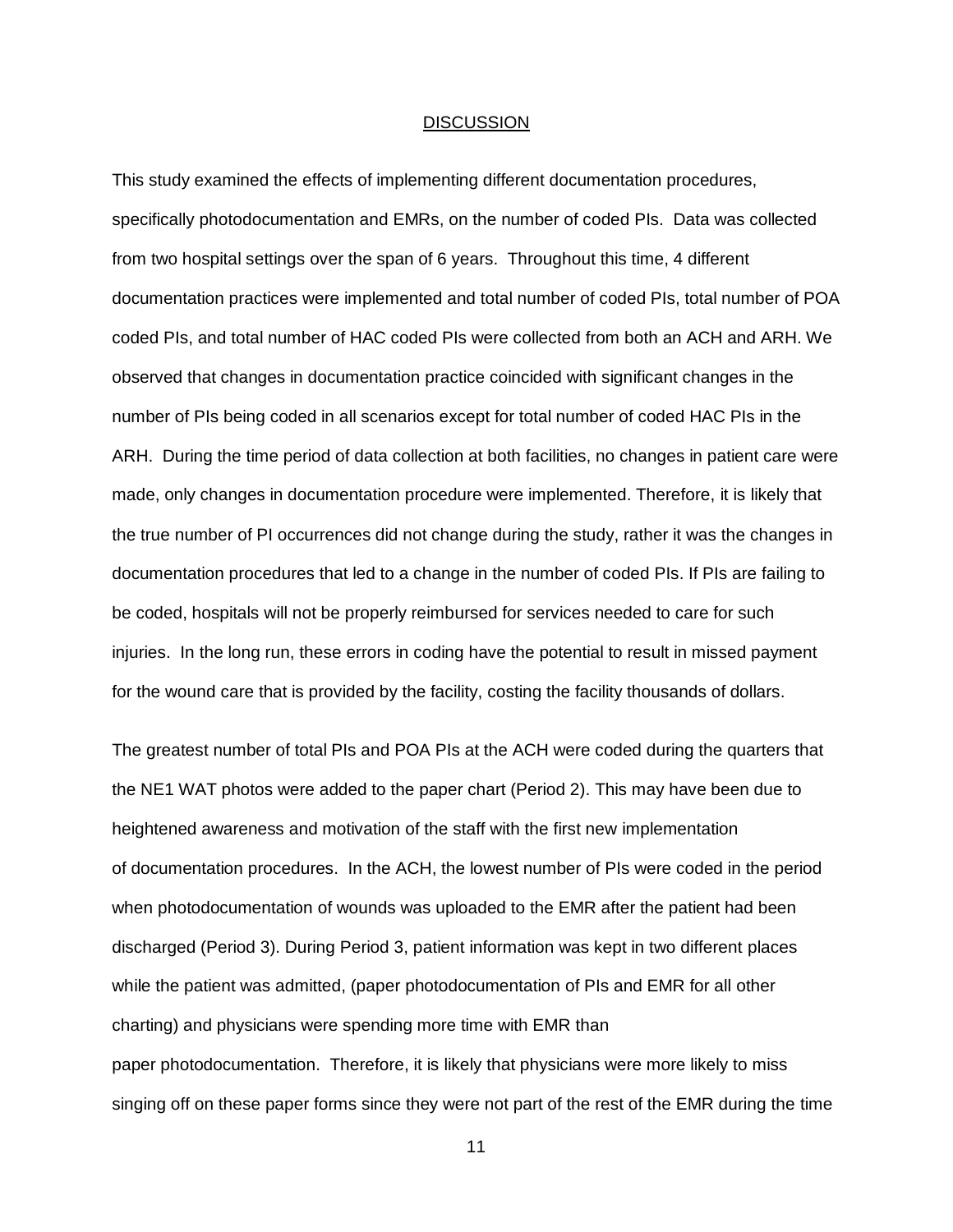## DISCUSSION

This study examined the effects of implementing different documentation procedures, specifically photodocumentation and EMRs, on the number of coded PIs. Data was collected from two hospital settings over the span of 6 years. Throughout this time, 4 different documentation practices were implemented and total number of coded PIs, total number of POA coded PIs, and total number of HAC coded PIs were collected from both an ACH and ARH. We observed that changes in documentation practice coincided with significant changes in the number of PIs being coded in all scenarios except for total number of coded HAC PIs in the ARH. During the time period of data collection at both facilities, no changes in patient care were made, only changes in documentation procedure were implemented. Therefore, it is likely that the true number of PI occurrences did not change during the study, rather it was the changes in documentation procedures that led to a change in the number of coded PIs. If PIs are failing to be coded, hospitals will not be properly reimbursed for services needed to care for such injuries. In the long run, these errors in coding have the potential to result in missed payment for the wound care that is provided by the facility, costing the facility thousands of dollars.

The greatest number of total PIs and POA PIs at the ACH were coded during the quarters that the NE1 WAT photos were added to the paper chart (Period 2). This may have been due to heightened awareness and motivation of the staff with the first new implementation of documentation procedures. In the ACH, the lowest number of PIs were coded in the period when photodocumentation of wounds was uploaded to the EMR after the patient had been discharged (Period 3). During Period 3, patient information was kept in two different places while the patient was admitted, (paper photodocumentation of PIs and EMR for all other charting) and physicians were spending more time with EMR than paper photodocumentation. Therefore, it is likely that physicians were more likely to miss singing off on these paper forms since they were not part of the rest of the EMR during the time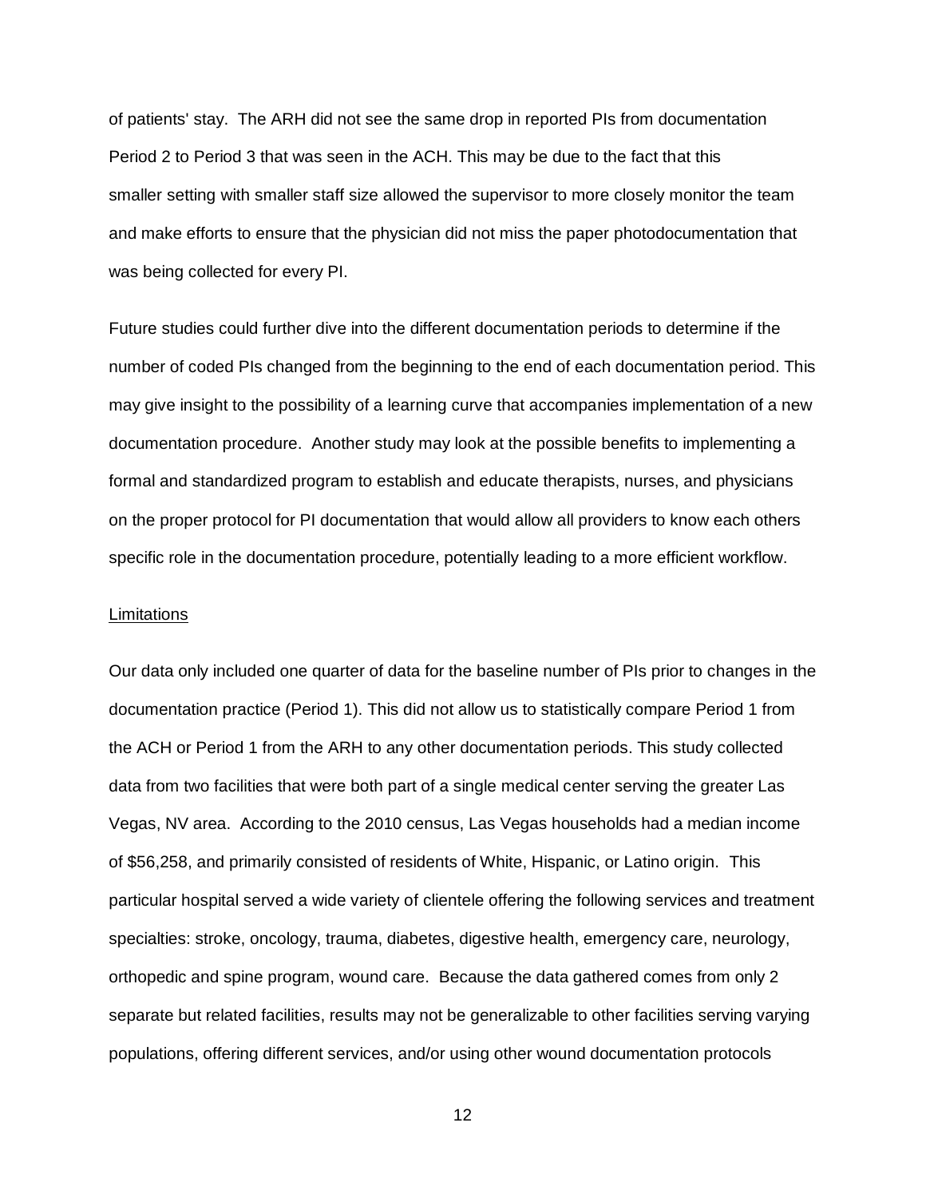of patients' stay. The ARH did not see the same drop in reported PIs from documentation Period 2 to Period 3 that was seen in the ACH. This may be due to the fact that this smaller setting with smaller staff size allowed the supervisor to more closely monitor the team and make efforts to ensure that the physician did not miss the paper photodocumentation that was being collected for every PI.

Future studies could further dive into the different documentation periods to determine if the number of coded PIs changed from the beginning to the end of each documentation period. This may give insight to the possibility of a learning curve that accompanies implementation of a new documentation procedure. Another study may look at the possible benefits to implementing a formal and standardized program to establish and educate therapists, nurses, and physicians on the proper protocol for PI documentation that would allow all providers to know each others specific role in the documentation procedure, potentially leading to a more efficient workflow.

## Limitations

Our data only included one quarter of data for the baseline number of PIs prior to changes in the documentation practice (Period 1). This did not allow us to statistically compare Period 1 from the ACH or Period 1 from the ARH to any other documentation periods. This study collected data from two facilities that were both part of a single medical center serving the greater Las Vegas, NV area. According to the 2010 census, Las Vegas households had a median income of $56,258, and primarily consisted of residents of White, Hispanic, or Latino origin. This particular hospital served a wide variety of clientele offering the following services and treatment specialties: stroke, oncology, trauma, diabetes, digestive health, emergency care, neurology, orthopedic and spine program, wound care. Because the data gathered comes from only 2 separate but related facilities, results may not be generalizable to other facilities serving varying populations, offering different services, and/or using other wound documentation protocols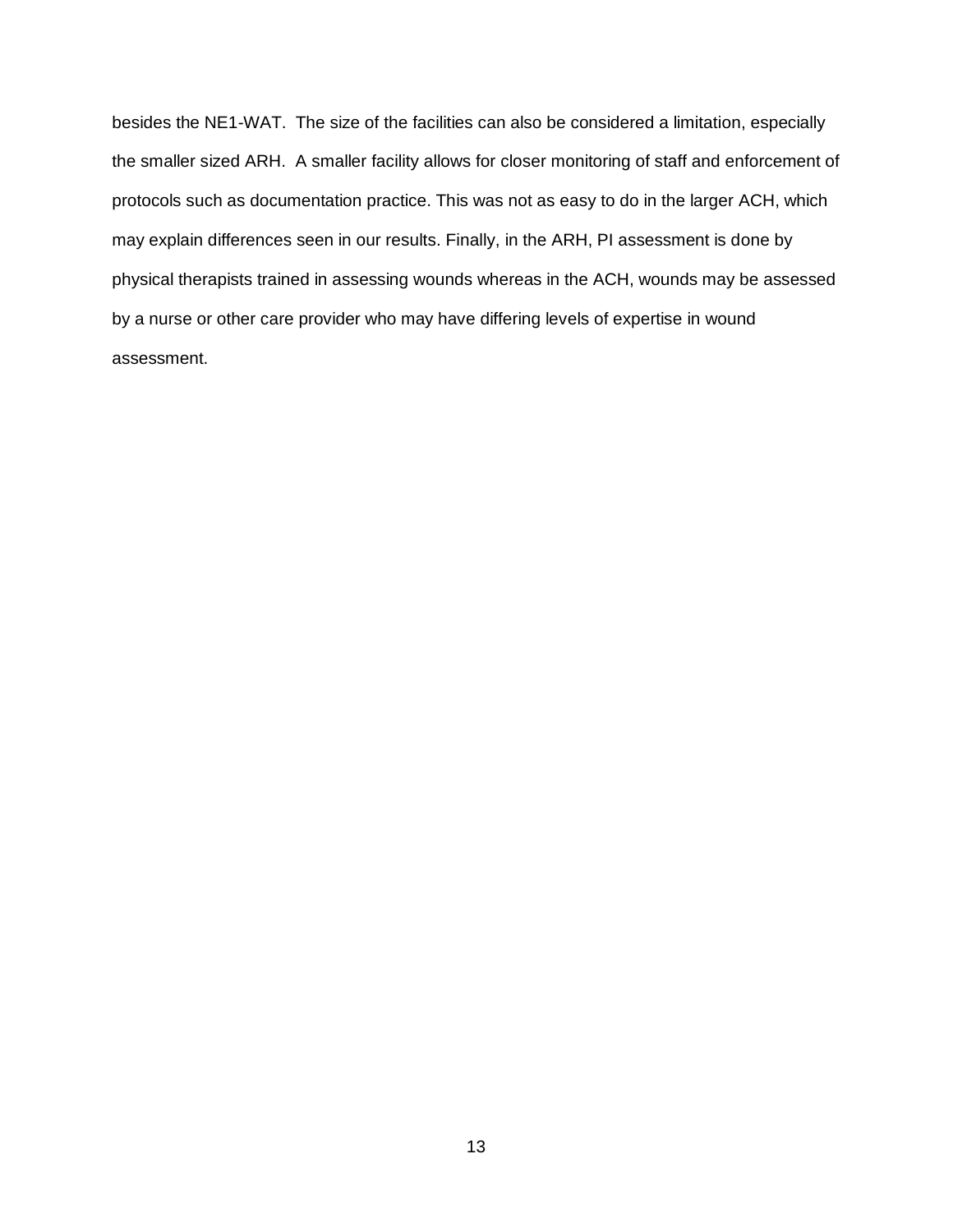besides the NE1-WAT.  The size of the facilities can also be considered a limitation, especially the smaller sized ARH.  A smaller facility allows for closer monitoring of staff and enforcement of protocols such as documentation practice. This was not as easy to do in the larger ACH, which may explain differences seen in our results. Finally, in the ARH, PI assessment is done by physical therapists trained in assessing wounds whereas in the ACH, wounds may be assessed by a nurse or other care provider who may have differing levels of expertise in wound assessment.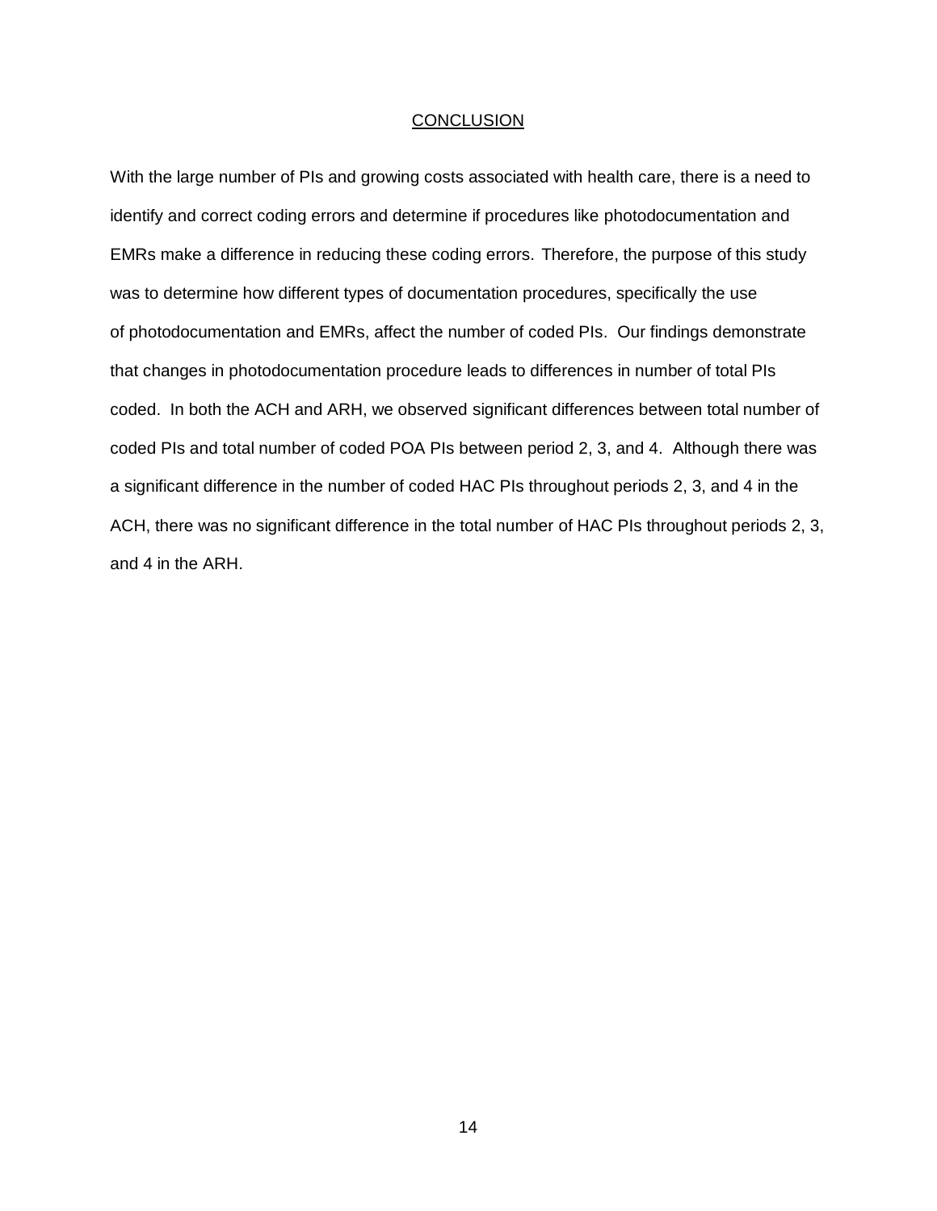# CONCLUSION

With the large number of PIs and growing costs associated with health care, there is a need to identify and correct coding errors and determine if procedures like photodocumentation and EMRs make a difference in reducing these coding errors. Therefore, the purpose of this study was to determine how different types of documentation procedures, specifically the use of photodocumentation and EMRs, affect the number of coded PIs. Our findings demonstrate that changes in photodocumentation procedure leads to differences in number of total PIs coded. In both the ACH and ARH, we observed significant differences between total number of coded PIs and total number of coded POA PIs between period 2, 3, and 4. Although there was a significant difference in the number of coded HAC PIs throughout periods 2, 3, and 4 in the ACH, there was no significant difference in the total number of HAC PIs throughout periods 2, 3, and 4 in the ARH.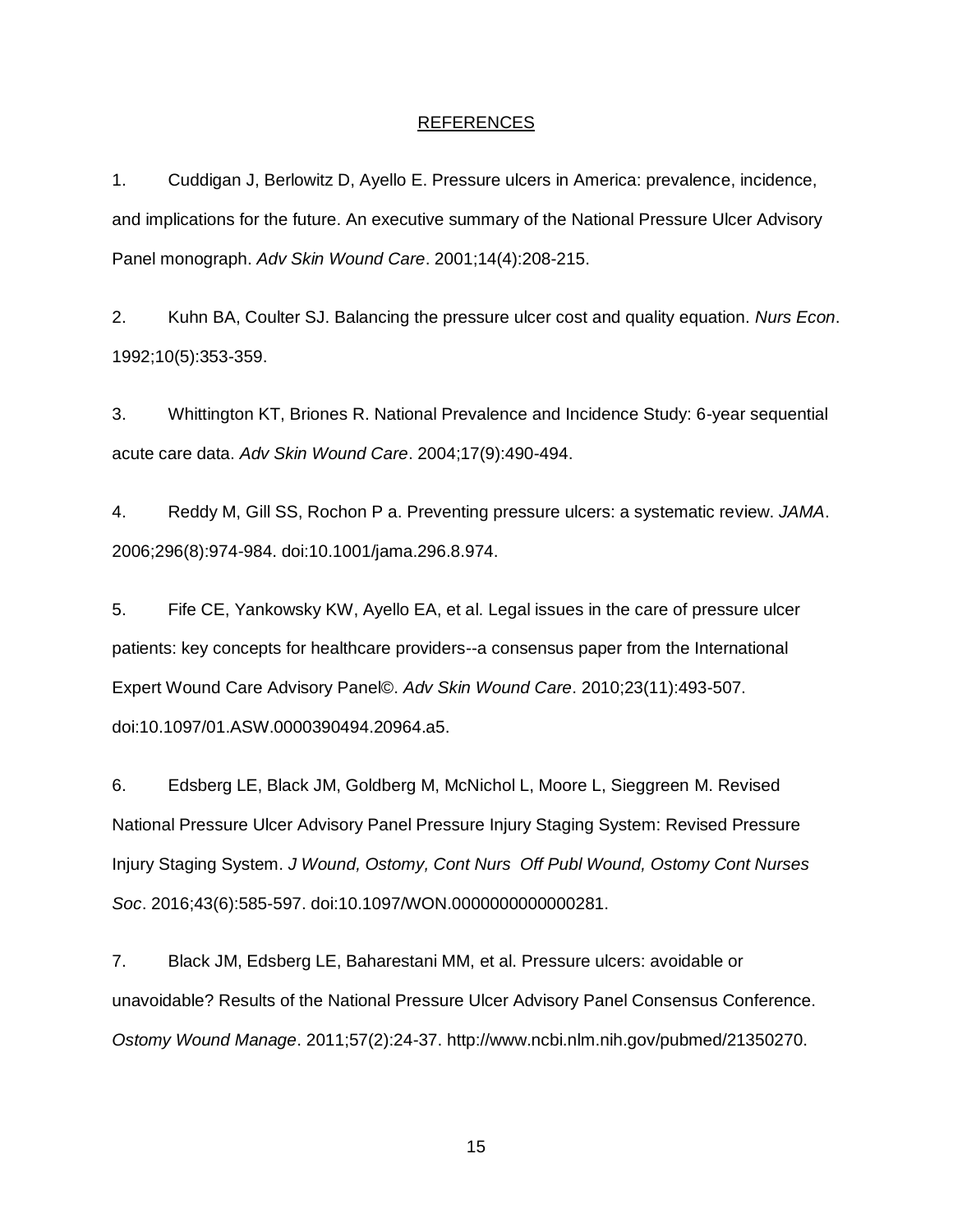## REFERENCES

1. Cuddigan J, Berlowitz D, Ayello E. Pressure ulcers in America: prevalence, incidence, and implications for the future. An executive summary of the National Pressure Ulcer Advisory Panel monograph. *Adv Skin Wound Care*. 2001;14(4):208-215.

2. Kuhn BA, Coulter SJ. Balancing the pressure ulcer cost and quality equation. *Nurs Econ*. 1992;10(5):353-359.

3. Whittington KT, Briones R. National Prevalence and Incidence Study: 6-year sequential acute care data. *Adv Skin Wound Care*. 2004;17(9):490-494.

4. Reddy M, Gill SS, Rochon P a. Preventing pressure ulcers: a systematic review. *JAMA*. 2006;296(8):974-984. doi:10.1001/jama.296.8.974.

5. Fife CE, Yankowsky KW, Ayello EA, et al. Legal issues in the care of pressure ulcer patients: key concepts for healthcare providers--a consensus paper from the International Expert Wound Care Advisory Panel©. *Adv Skin Wound Care*. 2010;23(11):493-507. doi:10.1097/01.ASW.0000390494.20964.a5.

6. Edsberg LE, Black JM, Goldberg M, McNichol L, Moore L, Sieggreen M. Revised National Pressure Ulcer Advisory Panel Pressure Injury Staging System: Revised Pressure Injury Staging System. *J Wound, Ostomy, Cont Nurs Off Publ Wound, Ostomy Cont Nurses Soc*. 2016;43(6):585-597. doi:10.1097/WON.0000000000000281.

7. Black JM, Edsberg LE, Baharestani MM, et al. Pressure ulcers: avoidable or unavoidable? Results of the National Pressure Ulcer Advisory Panel Consensus Conference. *Ostomy Wound Manage*. 2011;57(2):24-37. http://www.ncbi.nlm.nih.gov/pubmed/21350270.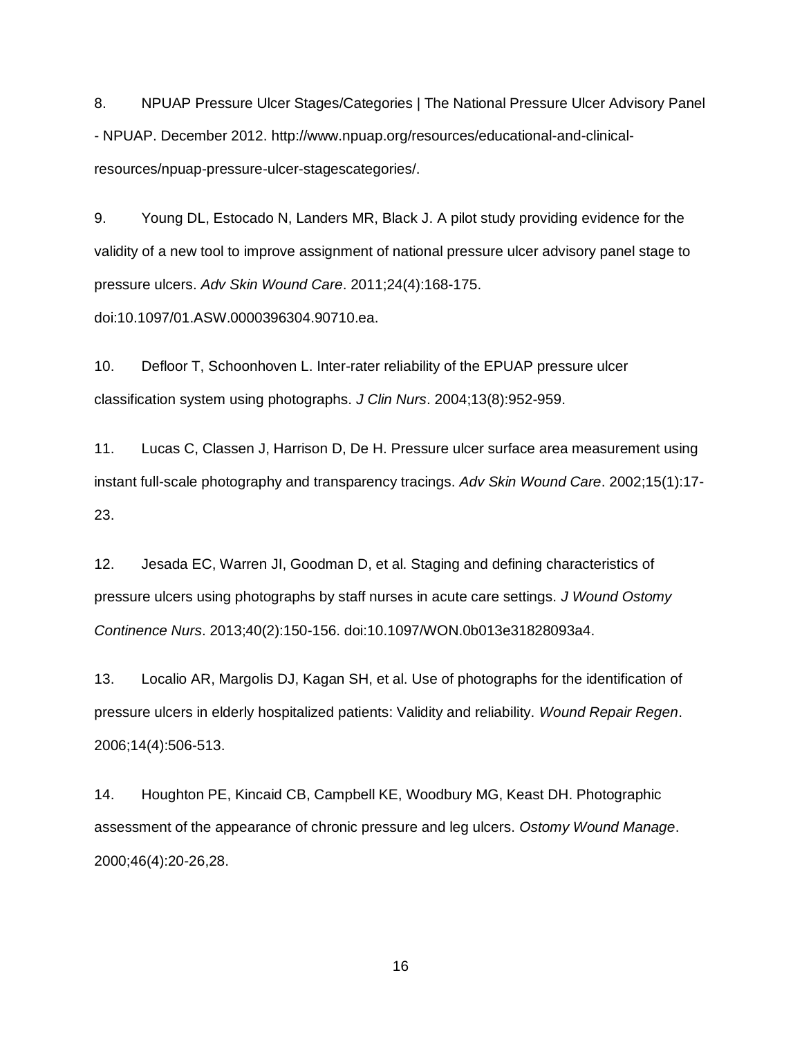8. NPUAP Pressure Ulcer Stages/Categories | The National Pressure Ulcer Advisory Panel - NPUAP. December 2012. http://www.npuap.org/resources/educational-and-clinical-resources/npuap-pressure-ulcer-stagescategories/.

9. Young DL, Estocado N, Landers MR, Black J. A pilot study providing evidence for the validity of a new tool to improve assignment of national pressure ulcer advisory panel stage to pressure ulcers. *Adv Skin Wound Care*. 2011;24(4):168-175. doi:10.1097/01.ASW.0000396304.90710.ea.

10. Defloor T, Schoonhoven L. Inter-rater reliability of the EPUAP pressure ulcer classification system using photographs. *J Clin Nurs*. 2004;13(8):952-959.

11. Lucas C, Classen J, Harrison D, De H. Pressure ulcer surface area measurement using instant full-scale photography and transparency tracings. *Adv Skin Wound Care*. 2002;15(1):17-23.

12. Jesada EC, Warren JI, Goodman D, et al. Staging and defining characteristics of pressure ulcers using photographs by staff nurses in acute care settings. *J Wound Ostomy Continence Nurs*. 2013;40(2):150-156. doi:10.1097/WON.0b013e31828093a4.

13. Localio AR, Margolis DJ, Kagan SH, et al. Use of photographs for the identification of pressure ulcers in elderly hospitalized patients: Validity and reliability. *Wound Repair Regen*. 2006;14(4):506-513.

14. Houghton PE, Kincaid CB, Campbell KE, Woodbury MG, Keast DH. Photographic assessment of the appearance of chronic pressure and leg ulcers. *Ostomy Wound Manage*. 2000;46(4):20-26,28.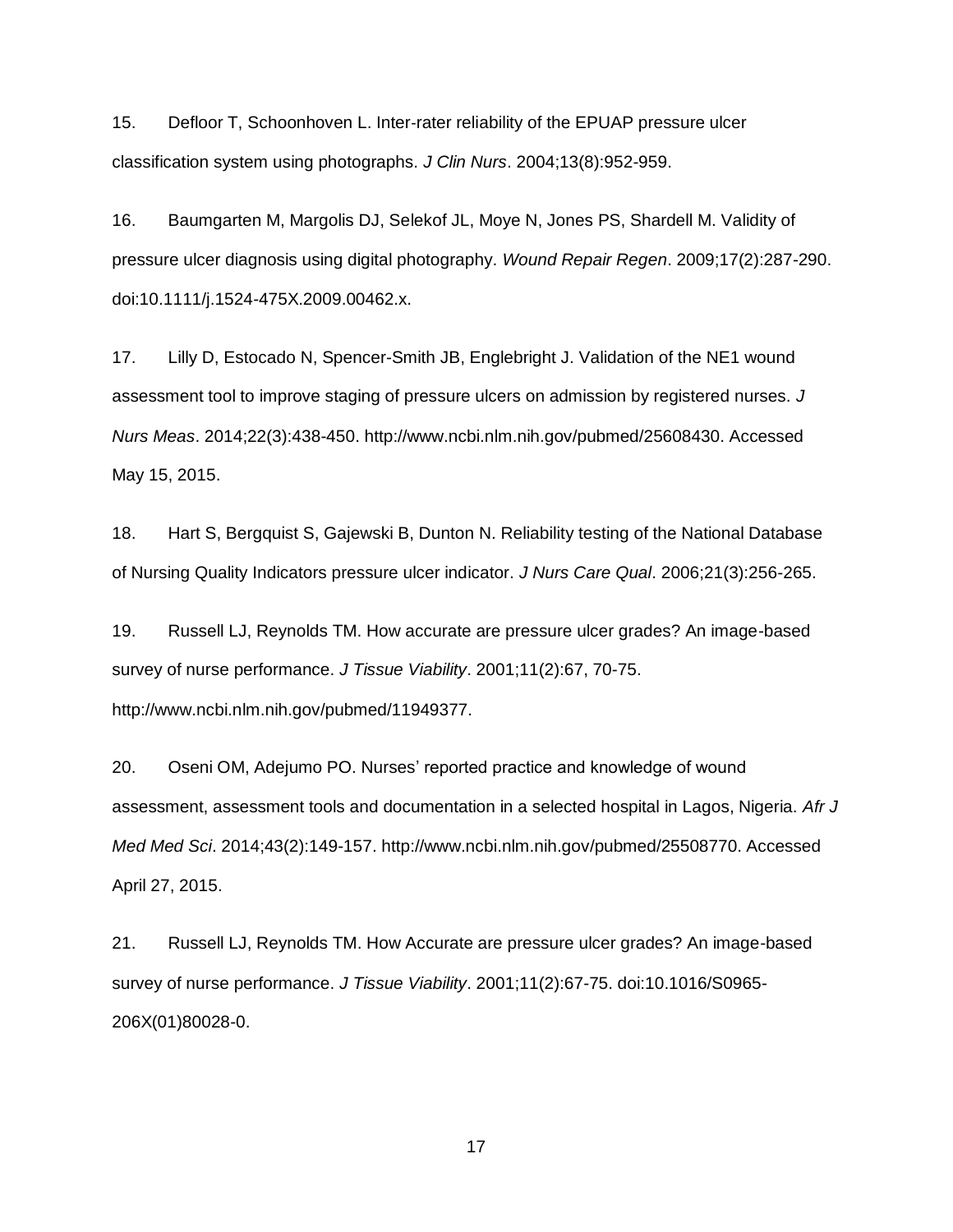15. Defloor T, Schoonhoven L. Inter-rater reliability of the EPUAP pressure ulcer classification system using photographs. *J Clin Nurs*. 2004;13(8):952-959.

16. Baumgarten M, Margolis DJ, Selekof JL, Moye N, Jones PS, Shardell M. Validity of pressure ulcer diagnosis using digital photography. *Wound Repair Regen*. 2009;17(2):287-290. doi:10.1111/j.1524-475X.2009.00462.x.

17. Lilly D, Estocado N, Spencer-Smith JB, Englebright J. Validation of the NE1 wound assessment tool to improve staging of pressure ulcers on admission by registered nurses. *J Nurs Meas*. 2014;22(3):438-450. http://www.ncbi.nlm.nih.gov/pubmed/25608430. Accessed May 15, 2015.

18. Hart S, Bergquist S, Gajewski B, Dunton N. Reliability testing of the National Database of Nursing Quality Indicators pressure ulcer indicator. *J Nurs Care Qual*. 2006;21(3):256-265.

19. Russell LJ, Reynolds TM. How accurate are pressure ulcer grades? An image-based survey of nurse performance. *J Tissue Viability*. 2001;11(2):67, 70-75. http://www.ncbi.nlm.nih.gov/pubmed/11949377.

20. Oseni OM, Adejumo PO. Nurses' reported practice and knowledge of wound assessment, assessment tools and documentation in a selected hospital in Lagos, Nigeria. *Afr J Med Med Sci*. 2014;43(2):149-157. http://www.ncbi.nlm.nih.gov/pubmed/25508770. Accessed April 27, 2015.

21. Russell LJ, Reynolds TM. How Accurate are pressure ulcer grades? An image-based survey of nurse performance. *J Tissue Viability*. 2001;11(2):67-75. doi:10.1016/S0965-206X(01)80028-0.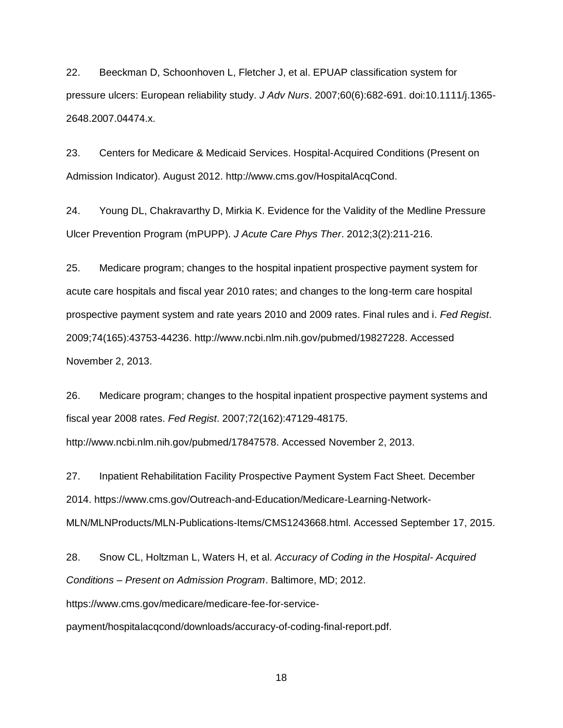22. Beeckman D, Schoonhoven L, Fletcher J, et al. EPUAP classification system for pressure ulcers: European reliability study. *J Adv Nurs*. 2007;60(6):682-691. doi:10.1111/j.1365-2648.2007.04474.x.

23. Centers for Medicare & Medicaid Services. Hospital-Acquired Conditions (Present on Admission Indicator). August 2012. http://www.cms.gov/HospitalAcqCond.

24. Young DL, Chakravarthy D, Mirkia K. Evidence for the Validity of the Medline Pressure Ulcer Prevention Program (mPUPP). *J Acute Care Phys Ther*. 2012;3(2):211-216.

25. Medicare program; changes to the hospital inpatient prospective payment system for acute care hospitals and fiscal year 2010 rates; and changes to the long-term care hospital prospective payment system and rate years 2010 and 2009 rates. Final rules and i. *Fed Regist*. 2009;74(165):43753-44236. http://www.ncbi.nlm.nih.gov/pubmed/19827228. Accessed November 2, 2013.

26. Medicare program; changes to the hospital inpatient prospective payment systems and fiscal year 2008 rates. *Fed Regist*. 2007;72(162):47129-48175. http://www.ncbi.nlm.nih.gov/pubmed/17847578. Accessed November 2, 2013.

27. Inpatient Rehabilitation Facility Prospective Payment System Fact Sheet. December 2014. https://www.cms.gov/Outreach-and-Education/Medicare-Learning-Network-MLN/MLNProducts/MLN-Publications-Items/CMS1243668.html. Accessed September 17, 2015.

28. Snow CL, Holtzman L, Waters H, et al. *Accuracy of Coding in the Hospital- Acquired Conditions – Present on Admission Program*. Baltimore, MD; 2012. https://www.cms.gov/medicare/medicare-fee-for-service-payment/hospitalacqcond/downloads/accuracy-of-coding-final-report.pdf.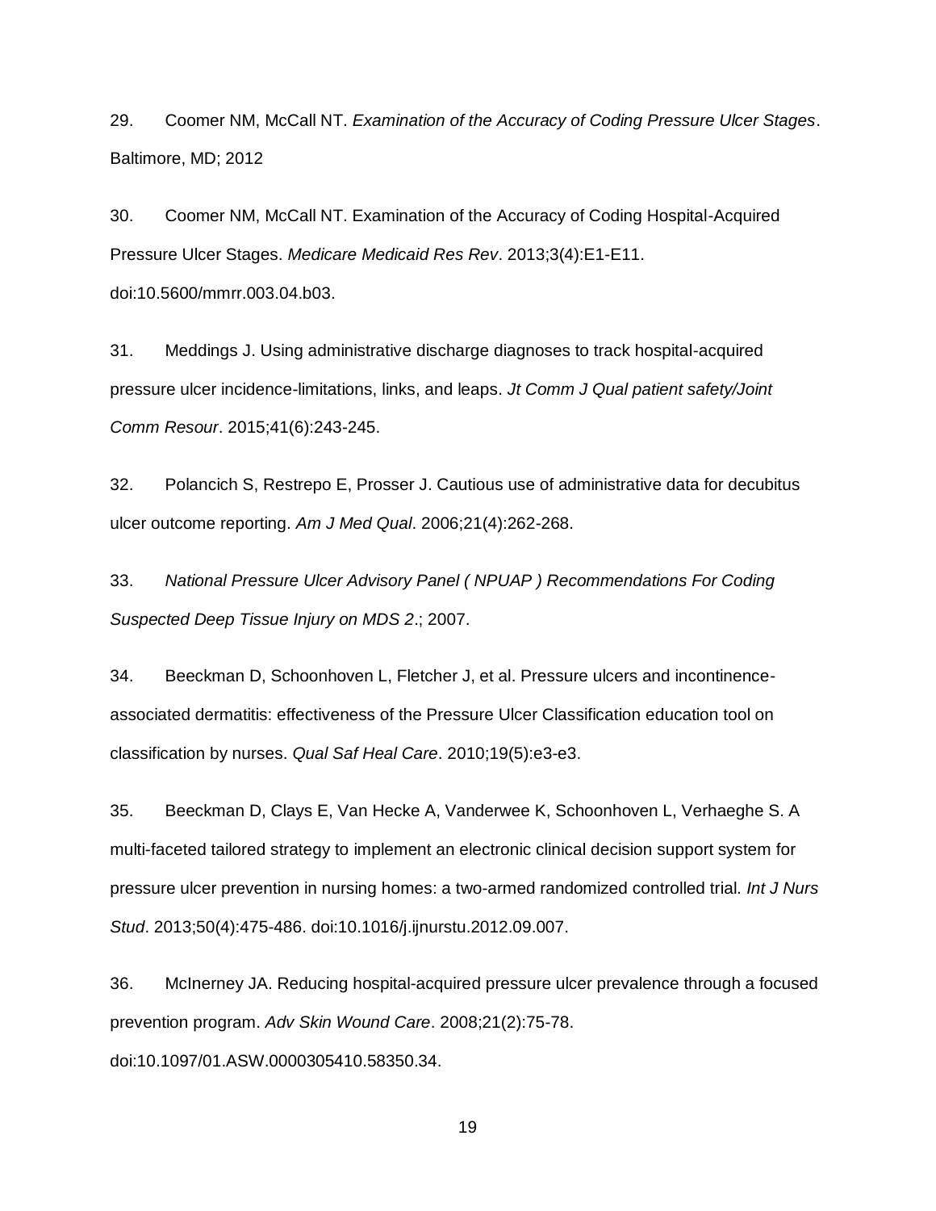29. Coomer NM, McCall NT. *Examination of the Accuracy of Coding Pressure Ulcer Stages*. Baltimore, MD; 2012

30. Coomer NM, McCall NT. Examination of the Accuracy of Coding Hospital-Acquired Pressure Ulcer Stages. *Medicare Medicaid Res Rev*. 2013;3(4):E1-E11. doi:10.5600/mmrr.003.04.b03.

31. Meddings J. Using administrative discharge diagnoses to track hospital-acquired pressure ulcer incidence-limitations, links, and leaps. *Jt Comm J Qual patient safety/Joint Comm Resour*. 2015;41(6):243-245.

32. Polancich S, Restrepo E, Prosser J. Cautious use of administrative data for decubitus ulcer outcome reporting. *Am J Med Qual*. 2006;21(4):262-268.

33. *National Pressure Ulcer Advisory Panel ( NPUAP ) Recommendations For Coding Suspected Deep Tissue Injury on MDS 2*.; 2007.

34. Beeckman D, Schoonhoven L, Fletcher J, et al. Pressure ulcers and incontinence-associated dermatitis: effectiveness of the Pressure Ulcer Classification education tool on classification by nurses. *Qual Saf Heal Care*. 2010;19(5):e3-e3.

35. Beeckman D, Clays E, Van Hecke A, Vanderwee K, Schoonhoven L, Verhaeghe S. A multi-faceted tailored strategy to implement an electronic clinical decision support system for pressure ulcer prevention in nursing homes: a two-armed randomized controlled trial. *Int J Nurs Stud*. 2013;50(4):475-486. doi:10.1016/j.ijnurstu.2012.09.007.

36. McInerney JA. Reducing hospital-acquired pressure ulcer prevalence through a focused prevention program. *Adv Skin Wound Care*. 2008;21(2):75-78. doi:10.1097/01.ASW.0000305410.58350.34.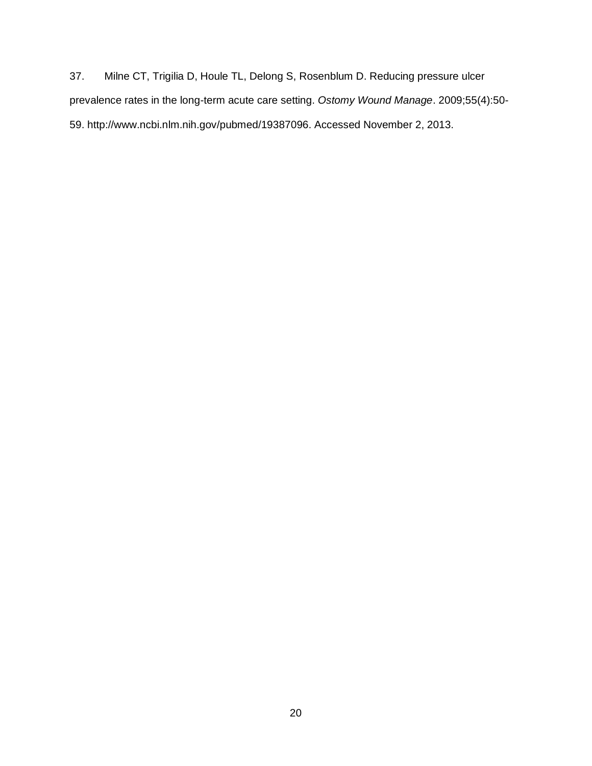37. Milne CT, Trigilia D, Houle TL, Delong S, Rosenblum D. Reducing pressure ulcer prevalence rates in the long-term acute care setting. *Ostomy Wound Manage*. 2009;55(4):50-59. http://www.ncbi.nlm.nih.gov/pubmed/19387096. Accessed November 2, 2013.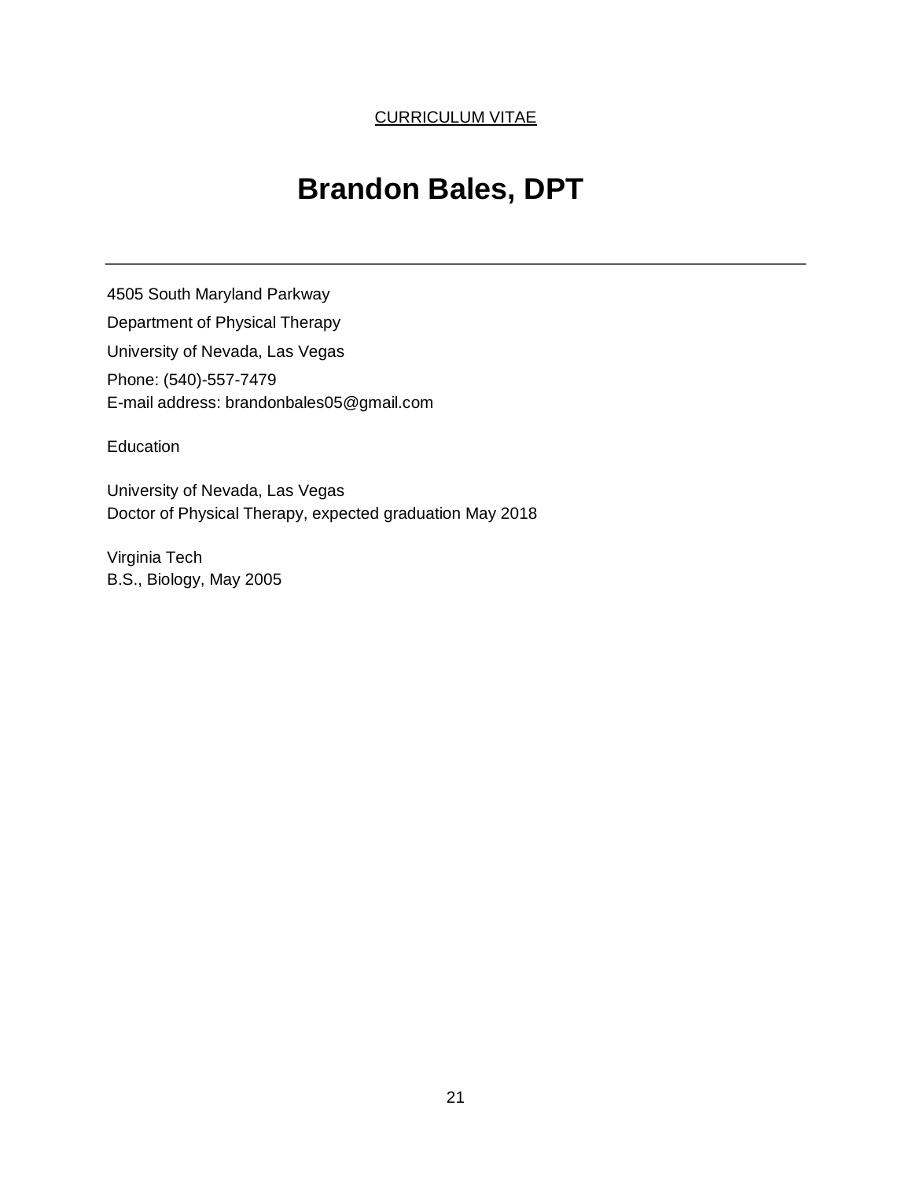CURRICULUM VITAE

# Brandon Bales, DPT

---

4505 South Maryland Parkway

Department of Physical Therapy

University of Nevada, Las Vegas

Phone: (540)-557-7479
E-mail address: brandonbales05@gmail.com

Education

University of Nevada, Las Vegas
Doctor of Physical Therapy, expected graduation May 2018

Virginia Tech
B.S., Biology, May 2005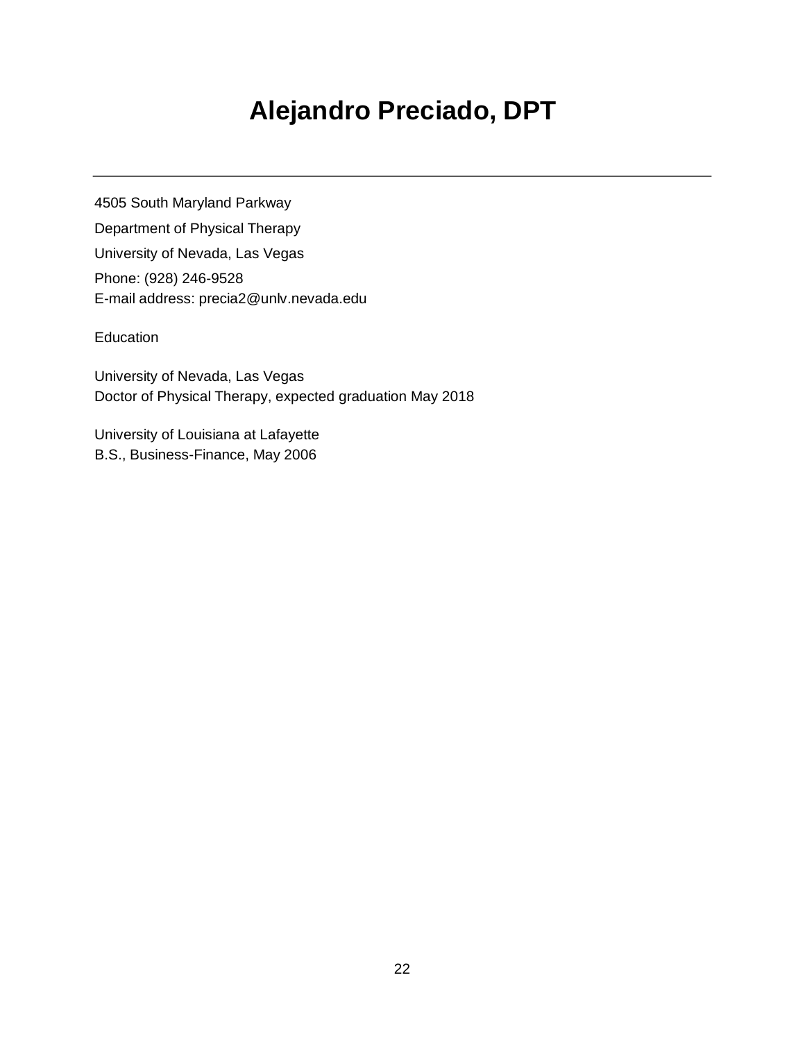# Alejandro Preciado, DPT

---

4505 South Maryland Parkway

Department of Physical Therapy

University of Nevada, Las Vegas

Phone: (928) 246-9528
E-mail address: precia2@unlv.nevada.edu

Education

University of Nevada, Las Vegas
Doctor of Physical Therapy, expected graduation May 2018

University of Louisiana at Lafayette
B.S., Business-Finance, May 2006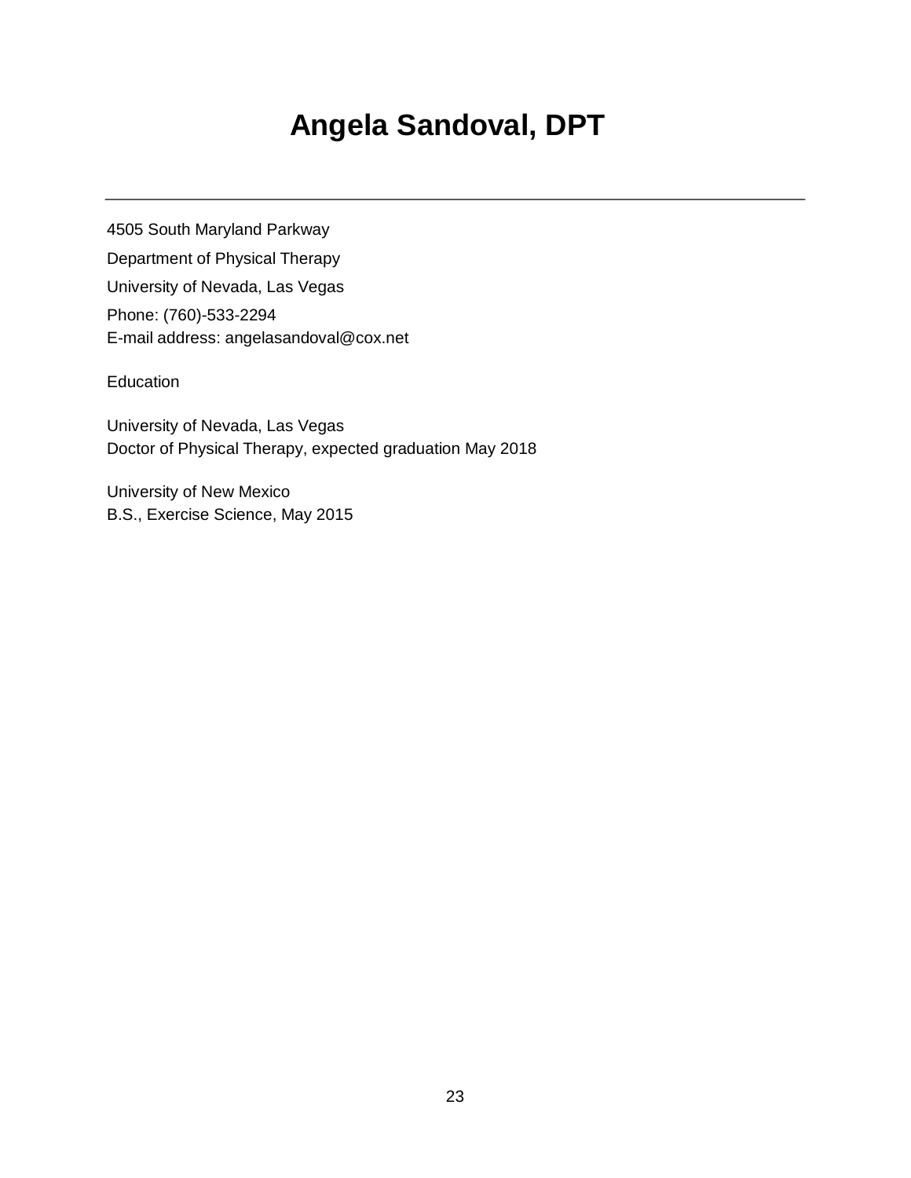# Angela Sandoval, DPT

---

4505 South Maryland Parkway

Department of Physical Therapy

University of Nevada, Las Vegas

Phone: (760)-533-2294
E-mail address: angelasandoval@cox.net

Education

University of Nevada, Las Vegas
Doctor of Physical Therapy, expected graduation May 2018

University of New Mexico
B.S., Exercise Science, May 2015